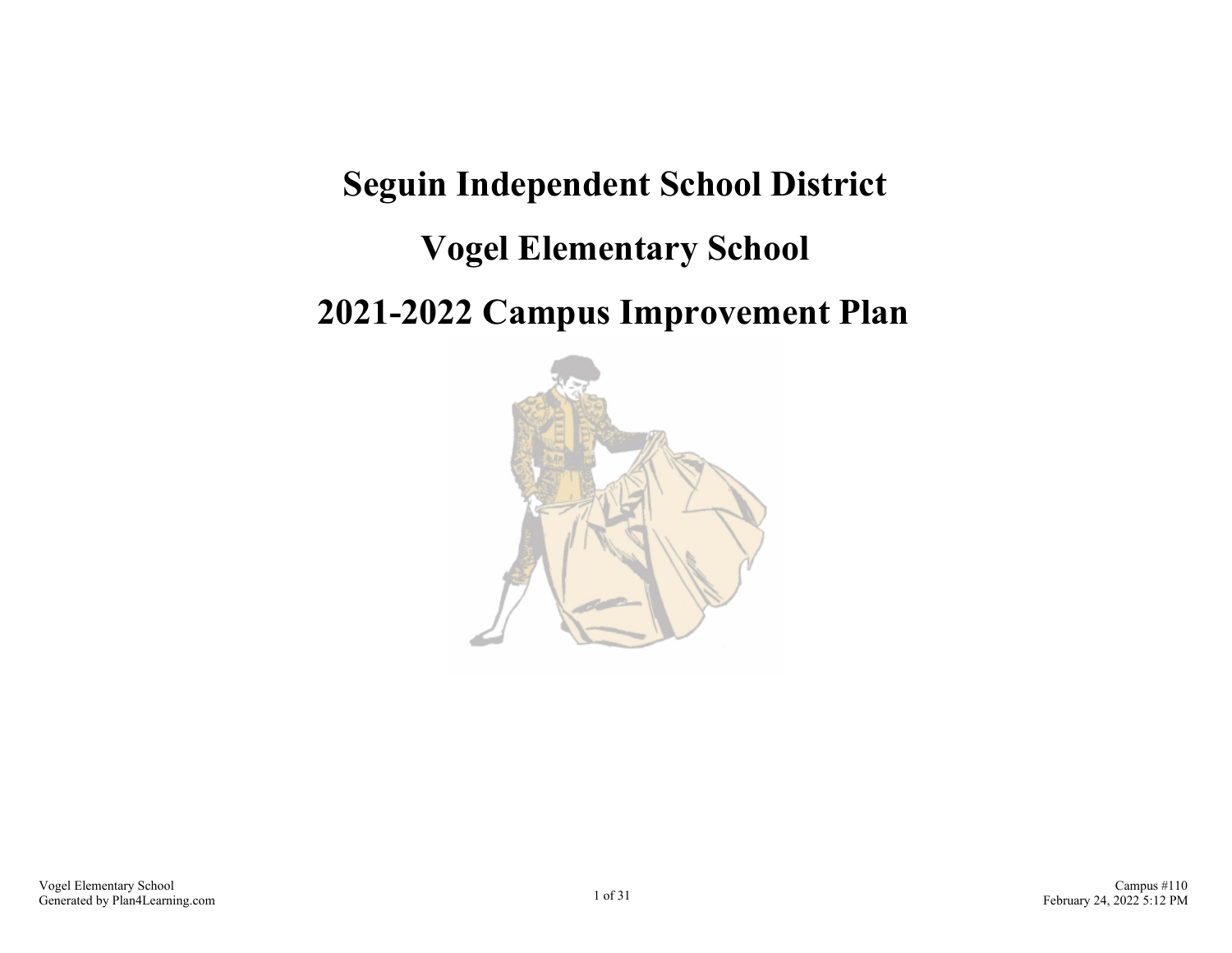# Seguin Independent School District

# Vogel Elementary School

# 2021-2022 Campus Improvement Plan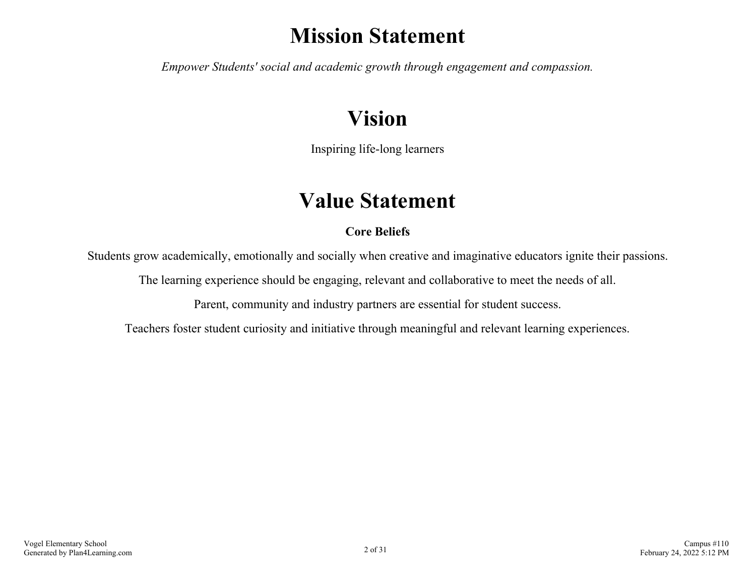# Mission Statement

*Empower Students' social and academic growth through engagement and compassion.*

# Vision

Inspiring life-long learners

# Value Statement

**Core Beliefs**

Students grow academically, emotionally and socially when creative and imaginative educators ignite their passions.

The learning experience should be engaging, relevant and collaborative to meet the needs of all.

Parent, community and industry partners are essential for student success.

Teachers foster student curiosity and initiative through meaningful and relevant learning experiences.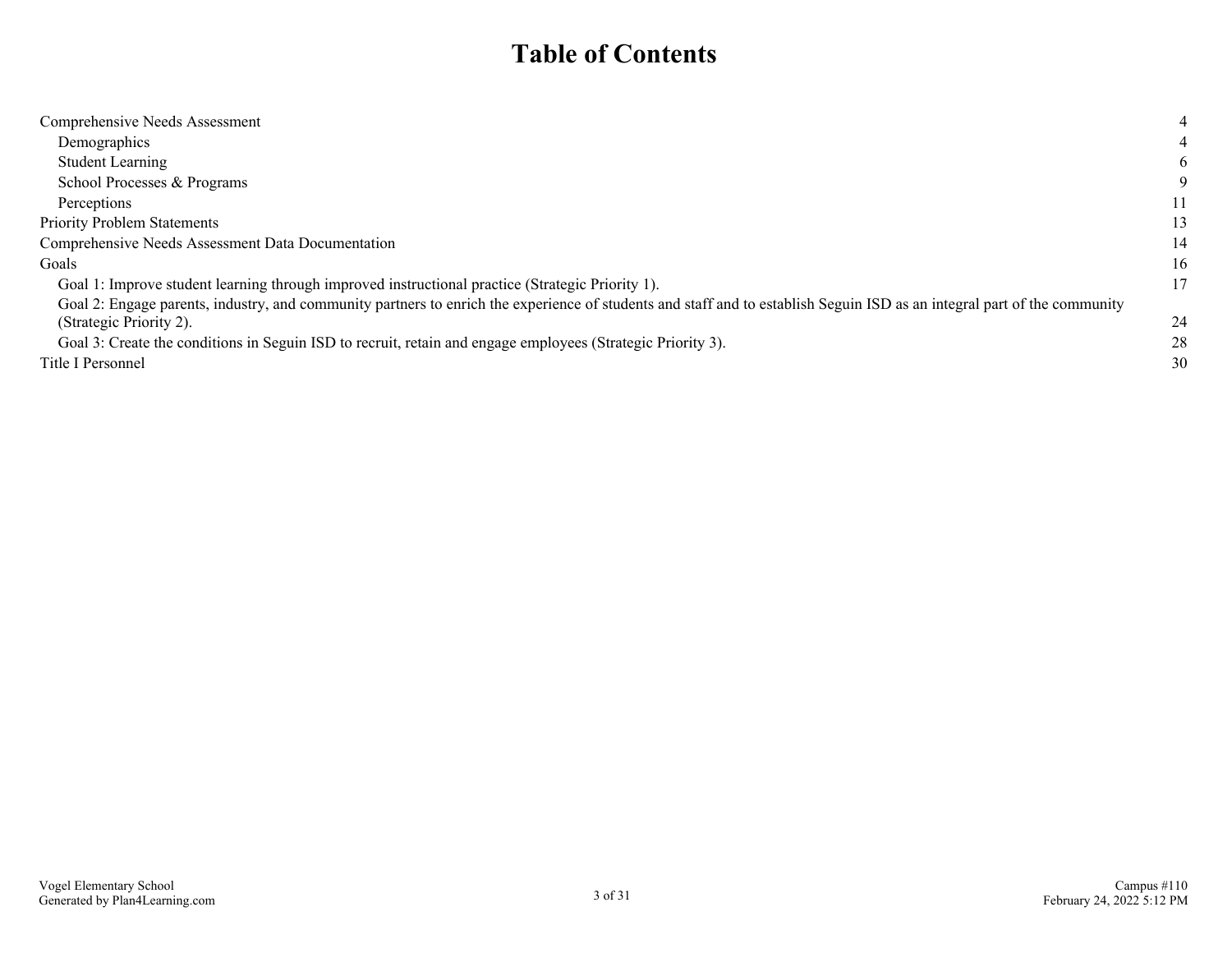# Table of Contents

| | |
|---|---|
| Comprehensive Needs Assessment | 4 |
| Demographics | 4 |
| Student Learning | 6 |
| School Processes & Programs | 9 |
| Perceptions | 11 |
| Priority Problem Statements | 13 |
| Comprehensive Needs Assessment Data Documentation | 14 |
| Goals | 16 |
| Goal 1: Improve student learning through improved instructional practice (Strategic Priority 1). | 17 |
| Goal 2: Engage parents, industry, and community partners to enrich the experience of students and staff and to establish Seguin ISD as an integral part of the community (Strategic Priority 2). | 24 |
| Goal 3: Create the conditions in Seguin ISD to recruit, retain and engage employees (Strategic Priority 3). | 28 |
| Title I Personnel | 30 |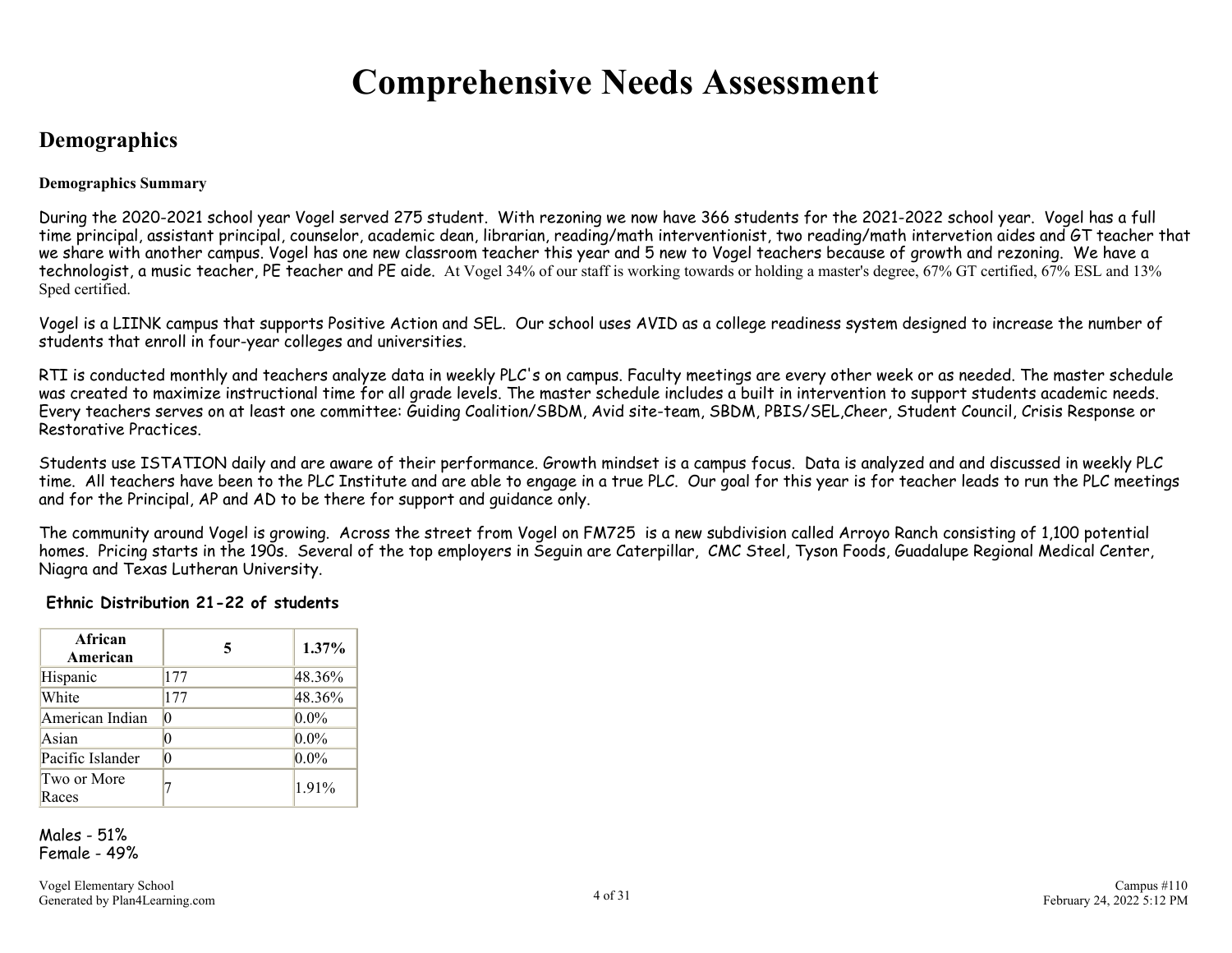# Comprehensive Needs Assessment

## Demographics

**Demographics Summary**

During the 2020-2021 school year Vogel served 275 student. With rezoning we now have 366 students for the 2021-2022 school year. Vogel has a full time principal, assistant principal, counselor, academic dean, librarian, reading/math interventionist, two reading/math intervetion aides and GT teacher that we share with another campus. Vogel has one new classroom teacher this year and 5 new to Vogel teachers because of growth and rezoning. We have a technologist, a music teacher, PE teacher and PE aide. At Vogel 34% of our staff is working towards or holding a master's degree, 67% GT certified, 67% ESL and 13% Sped certified.

Vogel is a LIINK campus that supports Positive Action and SEL. Our school uses AVID as a college readiness system designed to increase the number of students that enroll in four-year colleges and universities.

RTI is conducted monthly and teachers analyze data in weekly PLC's on campus. Faculty meetings are every other week or as needed. The master schedule was created to maximize instructional time for all grade levels. The master schedule includes a built in intervention to support students academic needs. Every teachers serves on at least one committee: Guiding Coalition/SBDM, Avid site-team, SBDM, PBIS/SEL,Cheer, Student Council, Crisis Response or Restorative Practices.

Students use ISTATION daily and are aware of their performance. Growth mindset is a campus focus. Data is analyzed and and discussed in weekly PLC time. All teachers have been to the PLC Institute and are able to engage in a true PLC. Our goal for this year is for teacher leads to run the PLC meetings and for the Principal, AP and AD to be there for support and guidance only.

The community around Vogel is growing. Across the street from Vogel on FM725 is a new subdivision called Arroyo Ranch consisting of 1,100 potential homes. Pricing starts in the 190s. Several of the top employers in Seguin are Caterpillar, CMC Steel, Tyson Foods, Guadalupe Regional Medical Center, Niagra and Texas Lutheran University.

**Ethnic Distribution 21-22 of students**

| African American | 5 | 1.37% |
|---|---|---|
| Hispanic | 177 | 48.36% |
| White | 177 | 48.36% |
| American Indian | 0 | 0.0% |
| Asian | 0 | 0.0% |
| Pacific Islander | 0 | 0.0% |
| Two or More Races | 7 | 1.91% |

Males - 51%
Female - 49%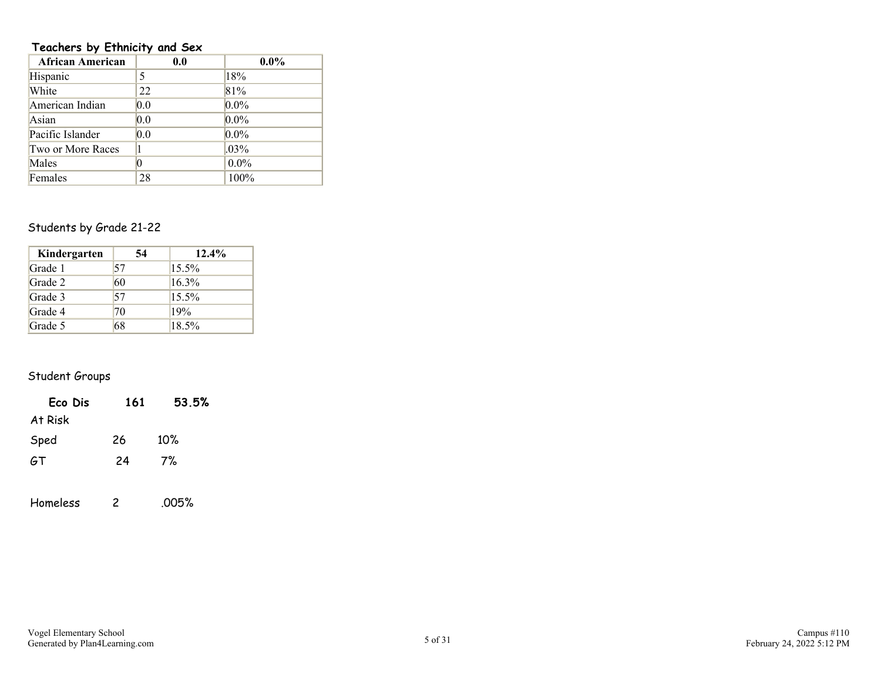### Teachers by Ethnicity and Sex

| African American | 0.0 | 0.0% |
|---|---|---|
| Hispanic | 5 | 18% |
| White | 22 | 81% |
| American Indian | 0.0 | 0.0% |
| Asian | 0.0 | 0.0% |
| Pacific Islander | 0.0 | 0.0% |
| Two or More Races | 1 | .03% |
| Males | 0 | 0.0% |
| Females | 28 | 100% |

Students by Grade 21-22

| Kindergarten | 54 | 12.4% |
|---|---|---|
| Grade 1 | 57 | 15.5% |
| Grade 2 | 60 | 16.3% |
| Grade 3 | 57 | 15.5% |
| Grade 4 | 70 | 19% |
| Grade 5 | 68 | 18.5% |

Student Groups

**Eco Dis 161 53.5%**

At Risk

Sped 26 10%

GT 24 7%

Homeless 2 .005%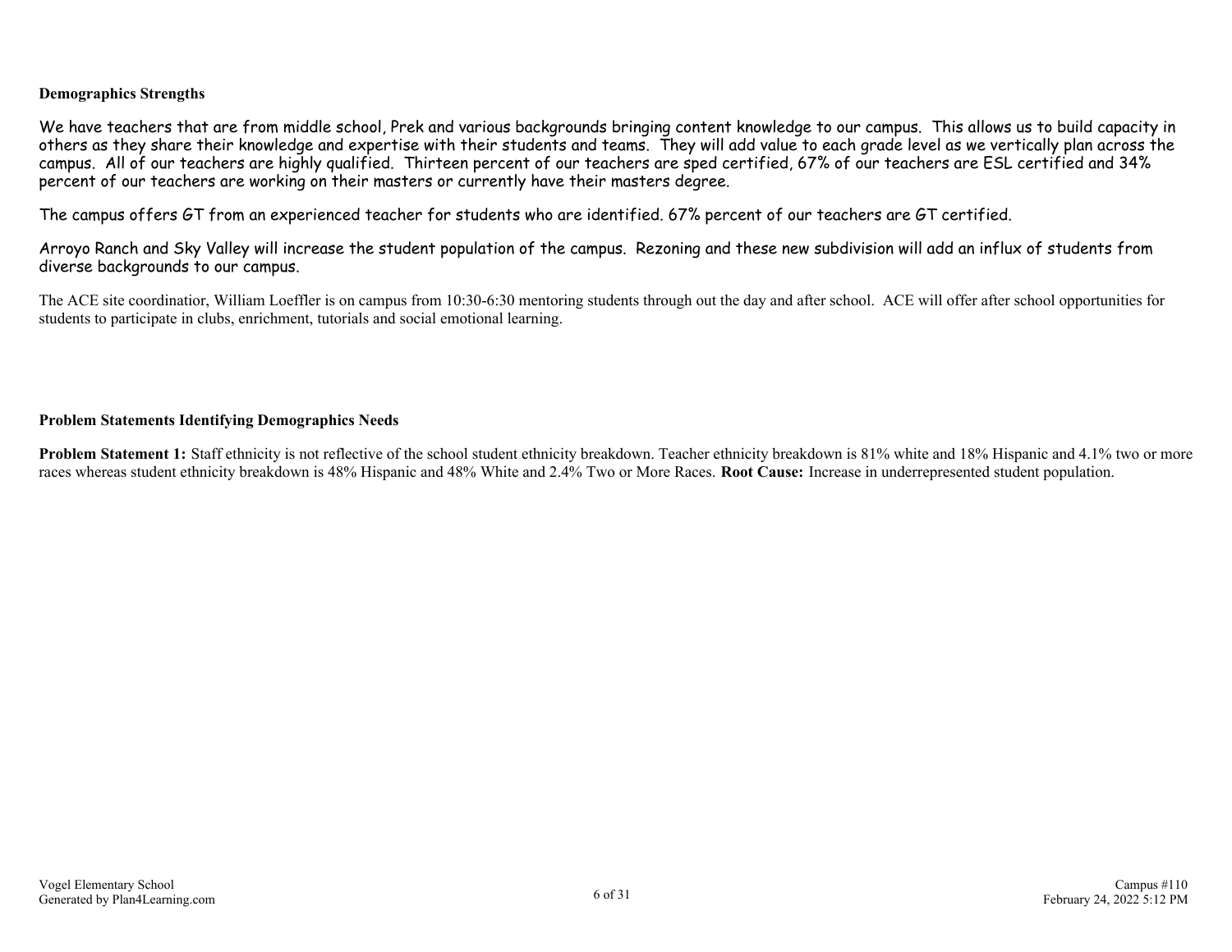**Demographics Strengths**

We have teachers that are from middle school, Prek and various backgrounds bringing content knowledge to our campus. This allows us to build capacity in others as they share their knowledge and expertise with their students and teams. They will add value to each grade level as we vertically plan across the campus. All of our teachers are highly qualified. Thirteen percent of our teachers are sped certified, 67% of our teachers are ESL certified and 34% percent of our teachers are working on their masters or currently have their masters degree.

The campus offers GT from an experienced teacher for students who are identified. 67% percent of our teachers are GT certified.

Arroyo Ranch and Sky Valley will increase the student population of the campus. Rezoning and these new subdivision will add an influx of students from diverse backgrounds to our campus.

The ACE site coordinatior, William Loeffler is on campus from 10:30-6:30 mentoring students through out the day and after school. ACE will offer after school opportunities for students to participate in clubs, enrichment, tutorials and social emotional learning.

**Problem Statements Identifying Demographics Needs**

**Problem Statement 1:** Staff ethnicity is not reflective of the school student ethnicity breakdown. Teacher ethnicity breakdown is 81% white and 18% Hispanic and 4.1% two or more races whereas student ethnicity breakdown is 48% Hispanic and 48% White and 2.4% Two or More Races. **Root Cause:** Increase in underrepresented student population.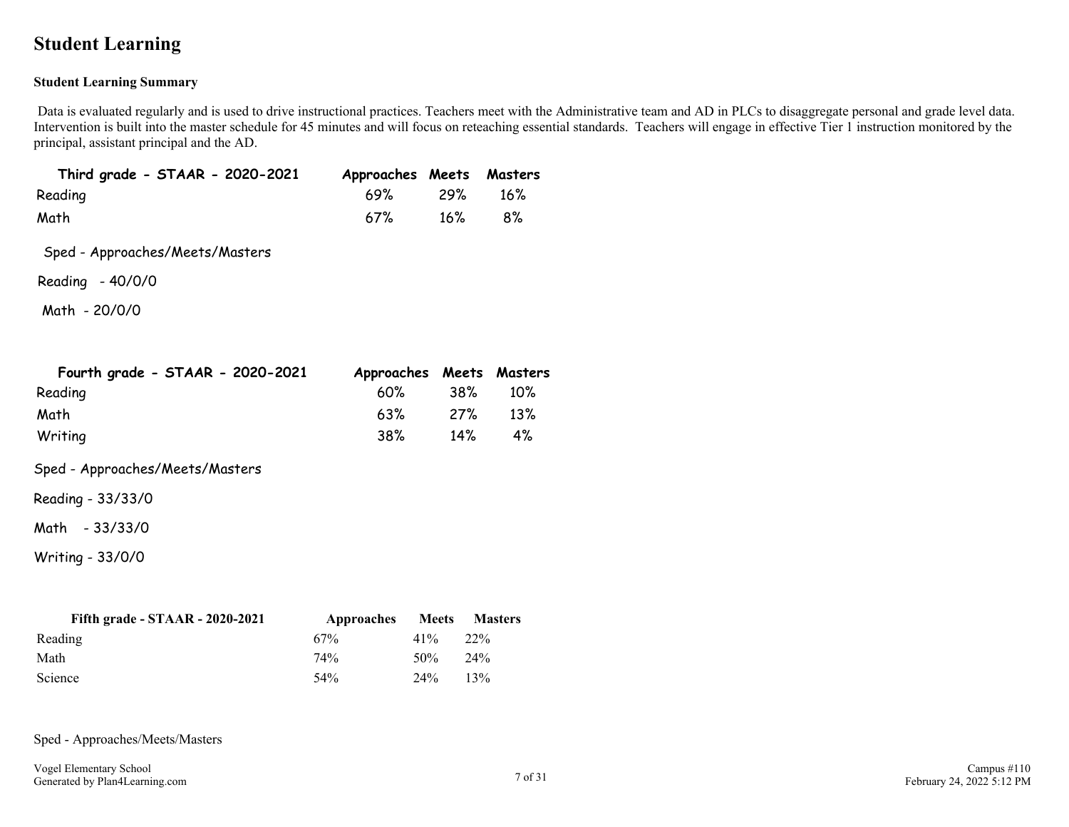# Student Learning

**Student Learning Summary**

Data is evaluated regularly and is used to drive instructional practices. Teachers meet with the Administrative team and AD in PLCs to disaggregate personal and grade level data. Intervention is built into the master schedule for 45 minutes and will focus on reteaching essential standards. Teachers will engage in effective Tier 1 instruction monitored by the principal, assistant principal and the AD.

| Third grade - STAAR - 2020-2021 | Approaches | Meets | Masters |
|---|---|---|---|
| Reading | 69% | 29% | 16% |
| Math | 67% | 16% | 8% |

Sped - Approaches/Meets/Masters

Reading - 40/0/0

Math - 20/0/0

| Fourth grade - STAAR - 2020-2021 | Approaches | Meets | Masters |
|---|---|---|---|
| Reading | 60% | 38% | 10% |
| Math | 63% | 27% | 13% |
| Writing | 38% | 14% | 4% |

Sped - Approaches/Meets/Masters

Reading - 33/33/0

Math - 33/33/0

Writing - 33/0/0

| Fifth grade - STAAR - 2020-2021 | Approaches | Meets | Masters |
|---|---|---|---|
| Reading | 67% | 41% | 22% |
| Math | 74% | 50% | 24% |
| Science | 54% | 24% | 13% |

Sped - Approaches/Meets/Masters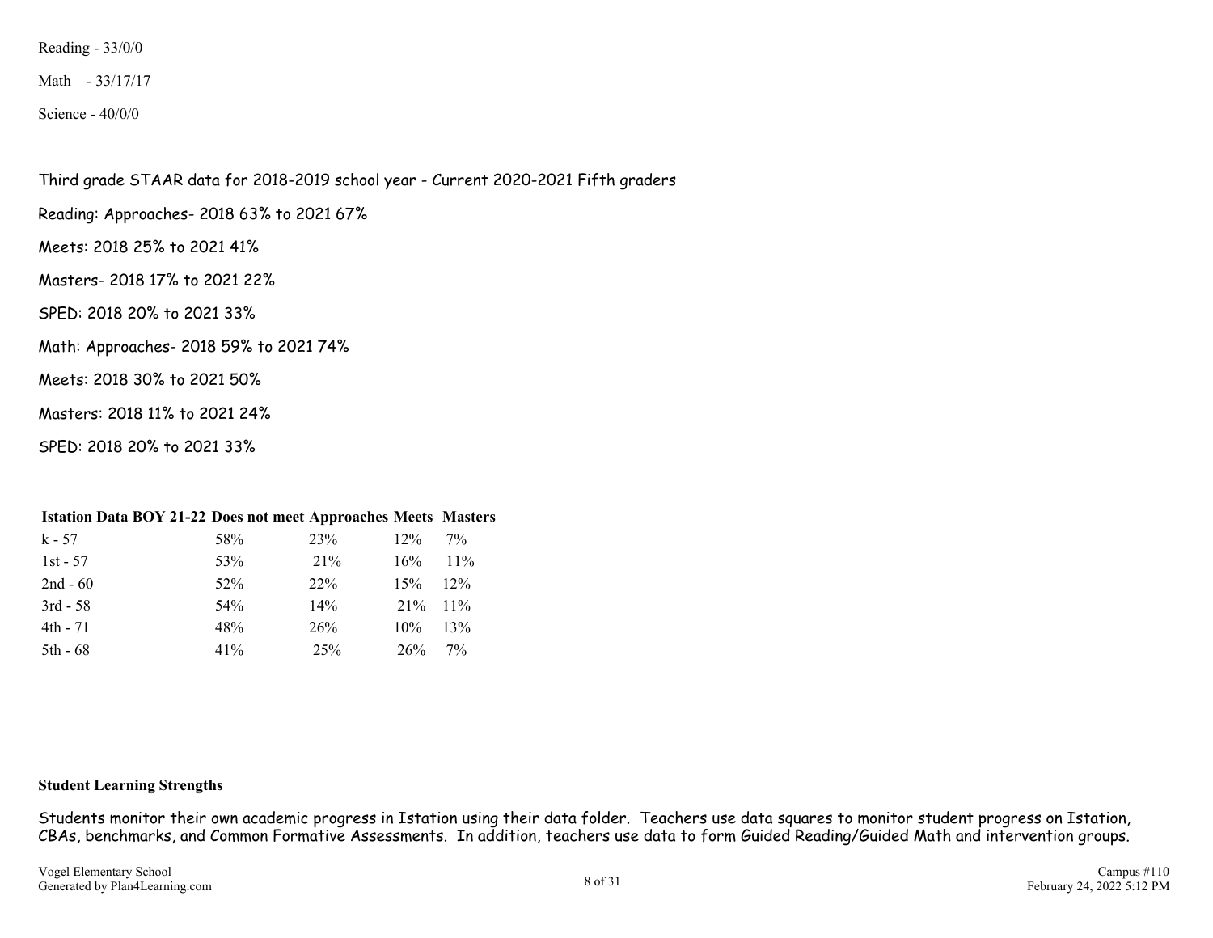Reading - 33/0/0

Math - 33/17/17

Science - 40/0/0

Third grade STAAR data for 2018-2019 school year - Current 2020-2021 Fifth graders

Reading: Approaches- 2018 63% to 2021 67%

Meets: 2018 25% to 2021 41%

Masters- 2018 17% to 2021 22%

SPED: 2018 20% to 2021 33%

Math: Approaches- 2018 59% to 2021 74%

Meets: 2018 30% to 2021 50%

Masters: 2018 11% to 2021 24%

SPED: 2018 20% to 2021 33%

| Istation Data BOY 21-22 | Does not meet | Approaches | Meets | Masters |
|---|---|---|---|---|
| k - 57 | 58% | 23% | 12% | 7% |
| 1st - 57 | 53% | 21% | 16% | 11% |
| 2nd - 60 | 52% | 22% | 15% | 12% |
| 3rd - 58 | 54% | 14% | 21% | 11% |
| 4th - 71 | 48% | 26% | 10% | 13% |
| 5th - 68 | 41% | 25% | 26% | 7% |

**Student Learning Strengths**

Students monitor their own academic progress in Istation using their data folder. Teachers use data squares to monitor student progress on Istation, CBAs, benchmarks, and Common Formative Assessments. In addition, teachers use data to form Guided Reading/Guided Math and intervention groups.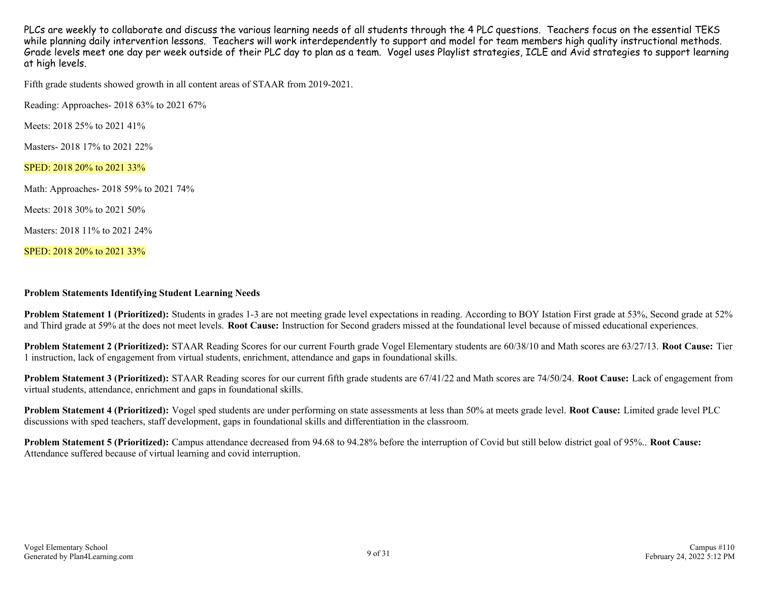PLCs are weekly to collaborate and discuss the various learning needs of all students through the 4 PLC questions. Teachers focus on the essential TEKS while planning daily intervention lessons. Teachers will work interdependently to support and model for team members high quality instructional methods. Grade levels meet one day per week outside of their PLC day to plan as a team. Vogel uses Playlist strategies, ICLE and Avid strategies to support learning at high levels.

Fifth grade students showed growth in all content areas of STAAR from 2019-2021.

Reading: Approaches- 2018 63% to 2021 67%

Meets: 2018 25% to 2021 41%

Masters- 2018 17% to 2021 22%

SPED: 2018 20% to 2021 33%

Math: Approaches- 2018 59% to 2021 74%

Meets: 2018 30% to 2021 50%

Masters: 2018 11% to 2021 24%

SPED: 2018 20% to 2021 33%

### Problem Statements Identifying Student Learning Needs

**Problem Statement 1 (Prioritized):** Students in grades 1-3 are not meeting grade level expectations in reading. According to BOY Istation First grade at 53%, Second grade at 52% and Third grade at 59% at the does not meet levels. **Root Cause:** Instruction for Second graders missed at the foundational level because of missed educational experiences.

**Problem Statement 2 (Prioritized):** STAAR Reading Scores for our current Fourth grade Vogel Elementary students are 60/38/10 and Math scores are 63/27/13. **Root Cause:** Tier 1 instruction, lack of engagement from virtual students, enrichment, attendance and gaps in foundational skills.

**Problem Statement 3 (Prioritized):** STAAR Reading scores for our current fifth grade students are 67/41/22 and Math scores are 74/50/24. **Root Cause:** Lack of engagement from virtual students, attendance, enrichment and gaps in foundational skills.

**Problem Statement 4 (Prioritized):** Vogel sped students are under performing on state assessments at less than 50% at meets grade level. **Root Cause:** Limited grade level PLC discussions with sped teachers, staff development, gaps in foundational skills and differentiation in the classroom.

**Problem Statement 5 (Prioritized):** Campus attendance decreased from 94.68 to 94.28% before the interruption of Covid but still below district goal of 95%.. **Root Cause:** Attendance suffered because of virtual learning and covid interruption.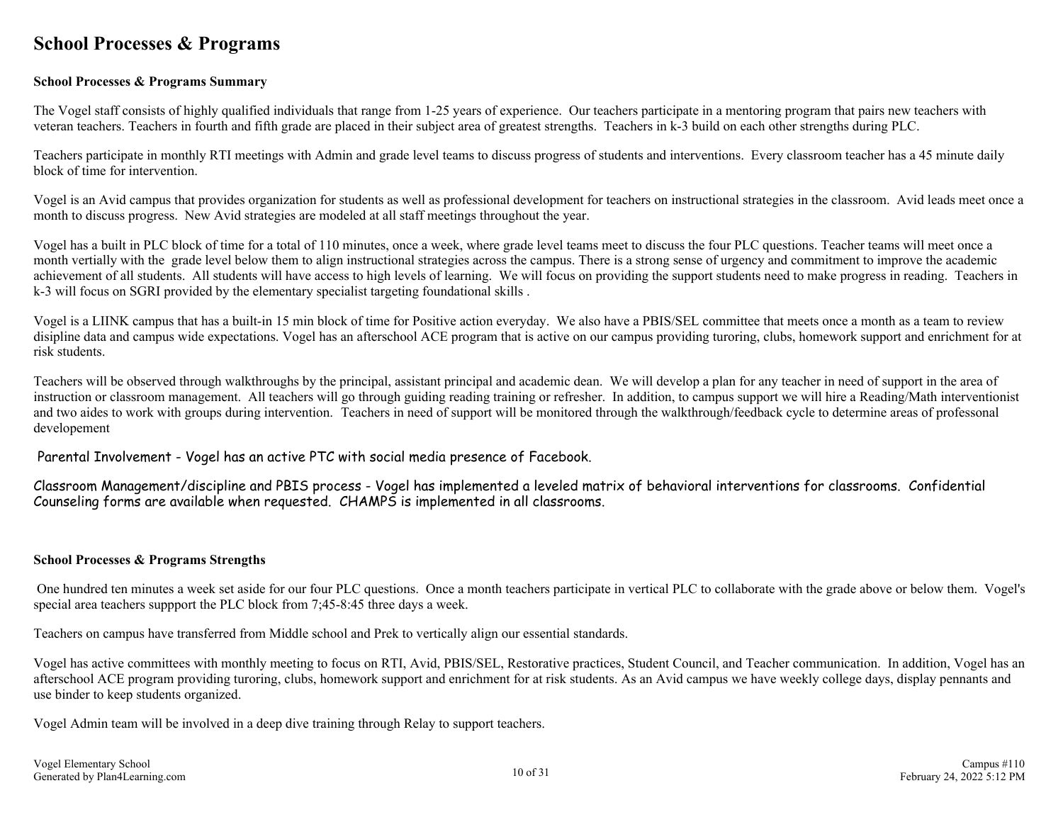# School Processes & Programs

**School Processes & Programs Summary**

The Vogel staff consists of highly qualified individuals that range from 1-25 years of experience. Our teachers participate in a mentoring program that pairs new teachers with veteran teachers. Teachers in fourth and fifth grade are placed in their subject area of greatest strengths. Teachers in k-3 build on each other strengths during PLC.

Teachers participate in monthly RTI meetings with Admin and grade level teams to discuss progress of students and interventions. Every classroom teacher has a 45 minute daily block of time for intervention.

Vogel is an Avid campus that provides organization for students as well as professional development for teachers on instructional strategies in the classroom. Avid leads meet once a month to discuss progress. New Avid strategies are modeled at all staff meetings throughout the year.

Vogel has a built in PLC block of time for a total of 110 minutes, once a week, where grade level teams meet to discuss the four PLC questions. Teacher teams will meet once a month vertially with the grade level below them to align instructional strategies across the campus. There is a strong sense of urgency and commitment to improve the academic achievement of all students. All students will have access to high levels of learning. We will focus on providing the support students need to make progress in reading. Teachers in k-3 will focus on SGRI provided by the elementary specialist targeting foundational skills .

Vogel is a LIINK campus that has a built-in 15 min block of time for Positive action everyday. We also have a PBIS/SEL committee that meets once a month as a team to review disipline data and campus wide expectations. Vogel has an afterschool ACE program that is active on our campus providing turoring, clubs, homework support and enrichment for at risk students.

Teachers will be observed through walkthroughs by the principal, assistant principal and academic dean. We will develop a plan for any teacher in need of support in the area of instruction or classroom management. All teachers will go through guiding reading training or refresher. In addition, to campus support we will hire a Reading/Math interventionist and two aides to work with groups during intervention. Teachers in need of support will be monitored through the walkthrough/feedback cycle to determine areas of professonal developement

Parental Involvement - Vogel has an active PTC with social media presence of Facebook.

Classroom Management/discipline and PBIS process - Vogel has implemented a leveled matrix of behavioral interventions for classrooms. Confidential Counseling forms are available when requested. CHAMPS is implemented in all classrooms.

**School Processes & Programs Strengths**

One hundred ten minutes a week set aside for our four PLC questions. Once a month teachers participate in vertical PLC to collaborate with the grade above or below them. Vogel's special area teachers suppport the PLC block from 7;45-8:45 three days a week.

Teachers on campus have transferred from Middle school and Prek to vertically align our essential standards.

Vogel has active committees with monthly meeting to focus on RTI, Avid, PBIS/SEL, Restorative practices, Student Council, and Teacher communication. In addition, Vogel has an afterschool ACE program providing turoring, clubs, homework support and enrichment for at risk students. As an Avid campus we have weekly college days, display pennants and use binder to keep students organized.

Vogel Admin team will be involved in a deep dive training through Relay to support teachers.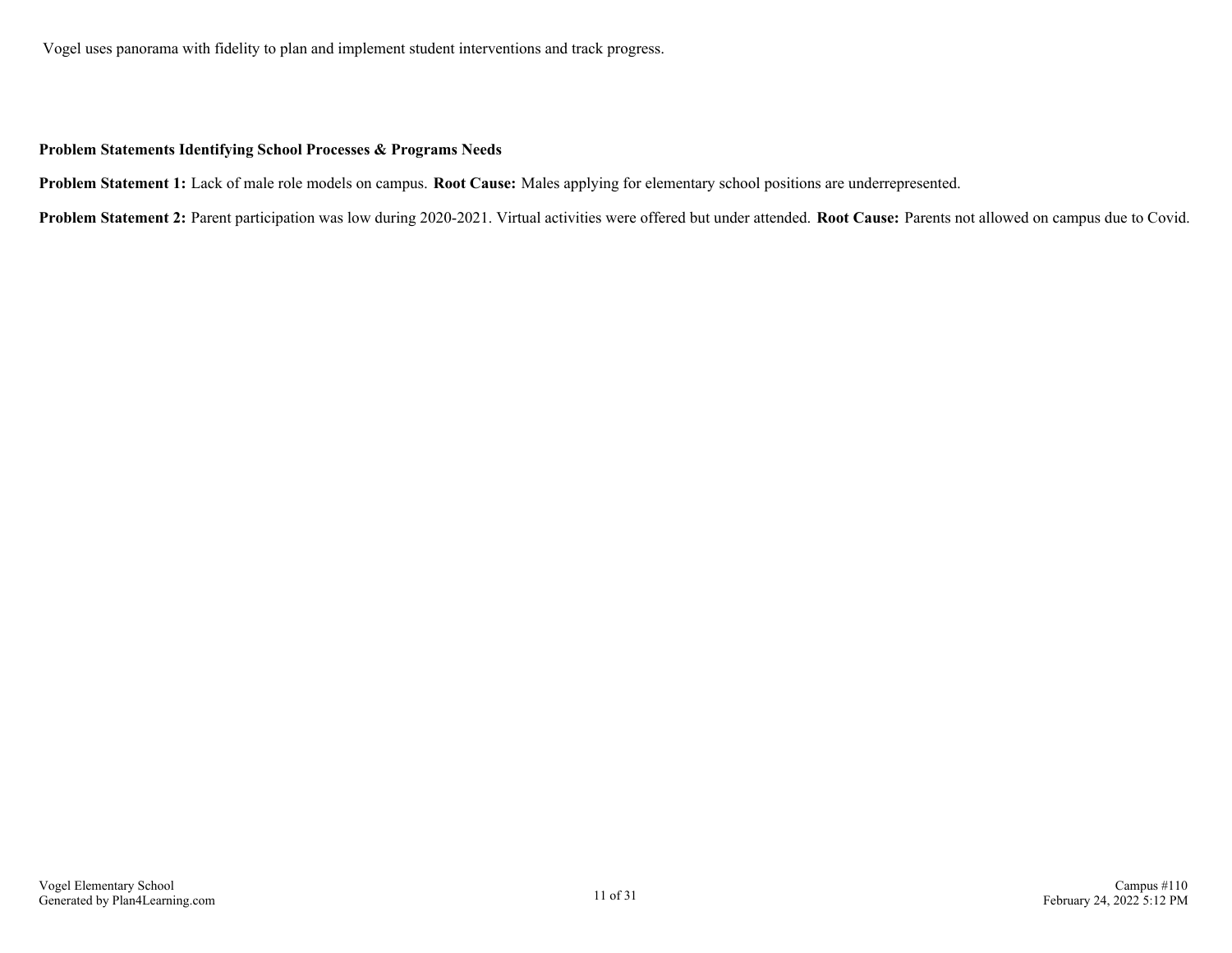Vogel uses panorama with fidelity to plan and implement student interventions and track progress.

**Problem Statements Identifying School Processes & Programs Needs**

**Problem Statement 1:** Lack of male role models on campus. **Root Cause:** Males applying for elementary school positions are underrepresented.

**Problem Statement 2:** Parent participation was low during 2020-2021. Virtual activities were offered but under attended. **Root Cause:** Parents not allowed on campus due to Covid.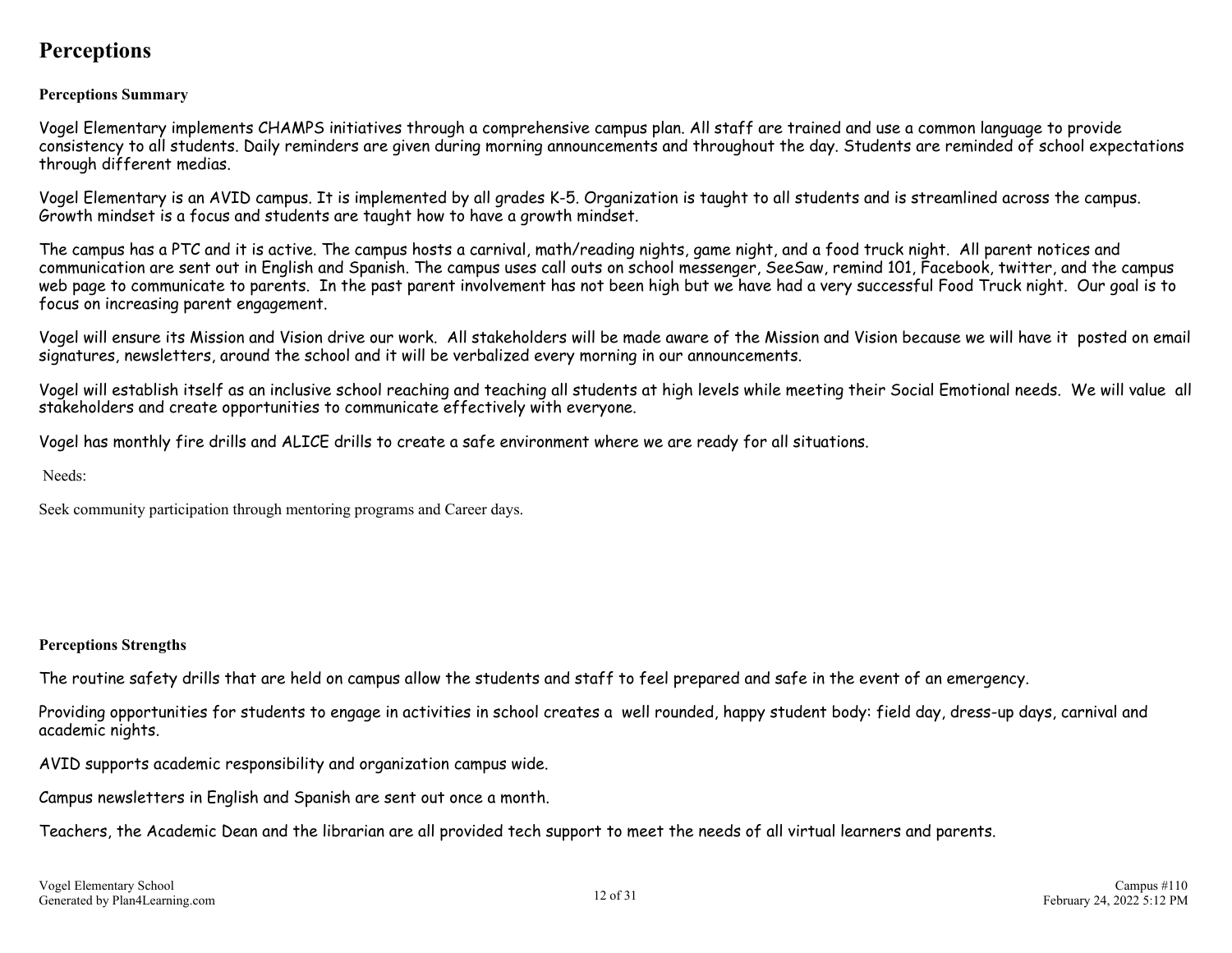# Perceptions

## Perceptions Summary

Vogel Elementary implements CHAMPS initiatives through a comprehensive campus plan. All staff are trained and use a common language to provide consistency to all students. Daily reminders are given during morning announcements and throughout the day. Students are reminded of school expectations through different medias.

Vogel Elementary is an AVID campus. It is implemented by all grades K-5. Organization is taught to all students and is streamlined across the campus. Growth mindset is a focus and students are taught how to have a growth mindset.

The campus has a PTC and it is active. The campus hosts a carnival, math/reading nights, game night, and a food truck night. All parent notices and communication are sent out in English and Spanish. The campus uses call outs on school messenger, SeeSaw, remind 101, Facebook, twitter, and the campus web page to communicate to parents. In the past parent involvement has not been high but we have had a very successful Food Truck night. Our goal is to focus on increasing parent engagement.

Vogel will ensure its Mission and Vision drive our work. All stakeholders will be made aware of the Mission and Vision because we will have it posted on email signatures, newsletters, around the school and it will be verbalized every morning in our announcements.

Vogel will establish itself as an inclusive school reaching and teaching all students at high levels while meeting their Social Emotional needs. We will value all stakeholders and create opportunities to communicate effectively with everyone.

Vogel has monthly fire drills and ALICE drills to create a safe environment where we are ready for all situations.

Needs:

Seek community participation through mentoring programs and Career days.

## Perceptions Strengths

The routine safety drills that are held on campus allow the students and staff to feel prepared and safe in the event of an emergency.

Providing opportunities for students to engage in activities in school creates a well rounded, happy student body: field day, dress-up days, carnival and academic nights.

AVID supports academic responsibility and organization campus wide.

Campus newsletters in English and Spanish are sent out once a month.

Teachers, the Academic Dean and the librarian are all provided tech support to meet the needs of all virtual learners and parents.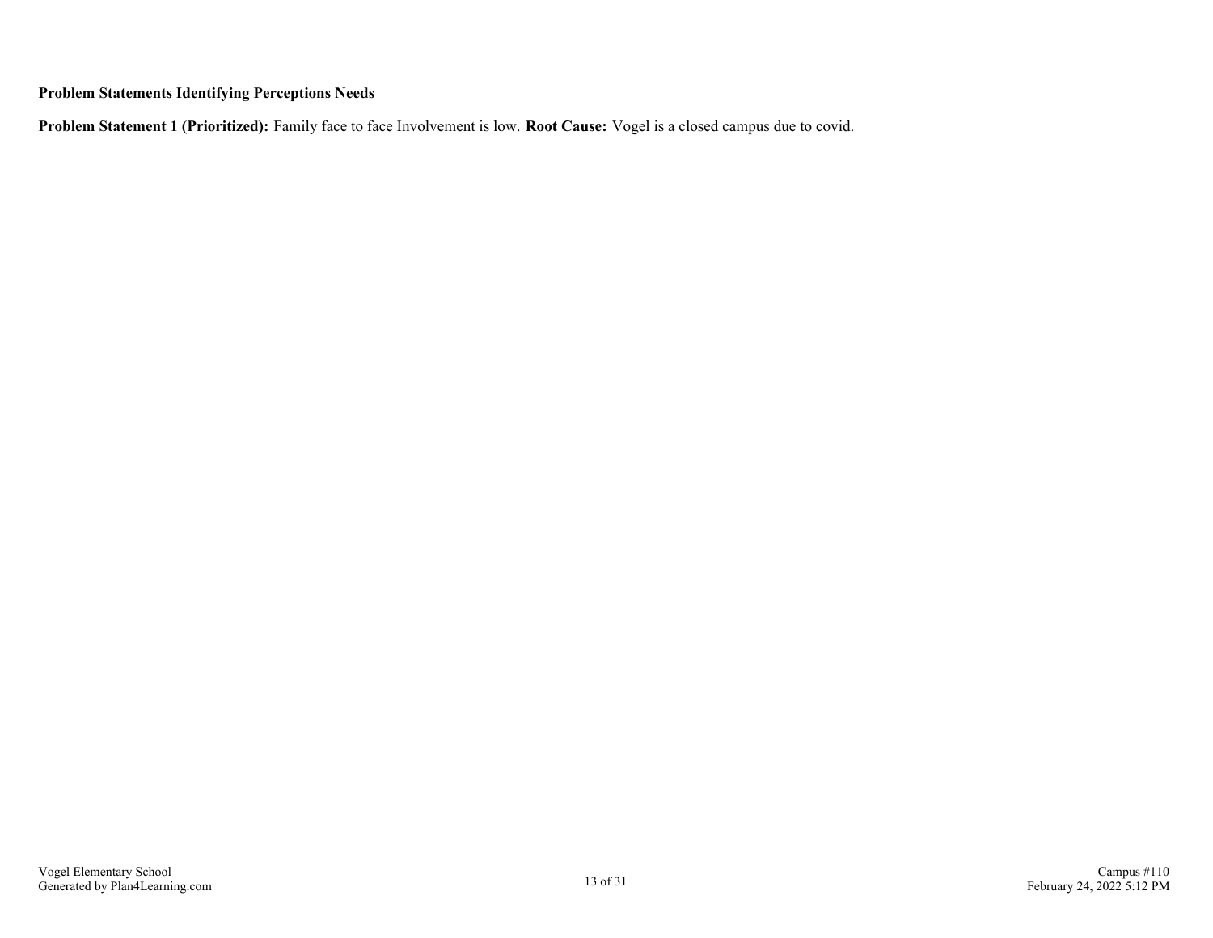**Problem Statements Identifying Perceptions Needs**

**Problem Statement 1 (Prioritized):** Family face to face Involvement is low. **Root Cause:** Vogel is a closed campus due to covid.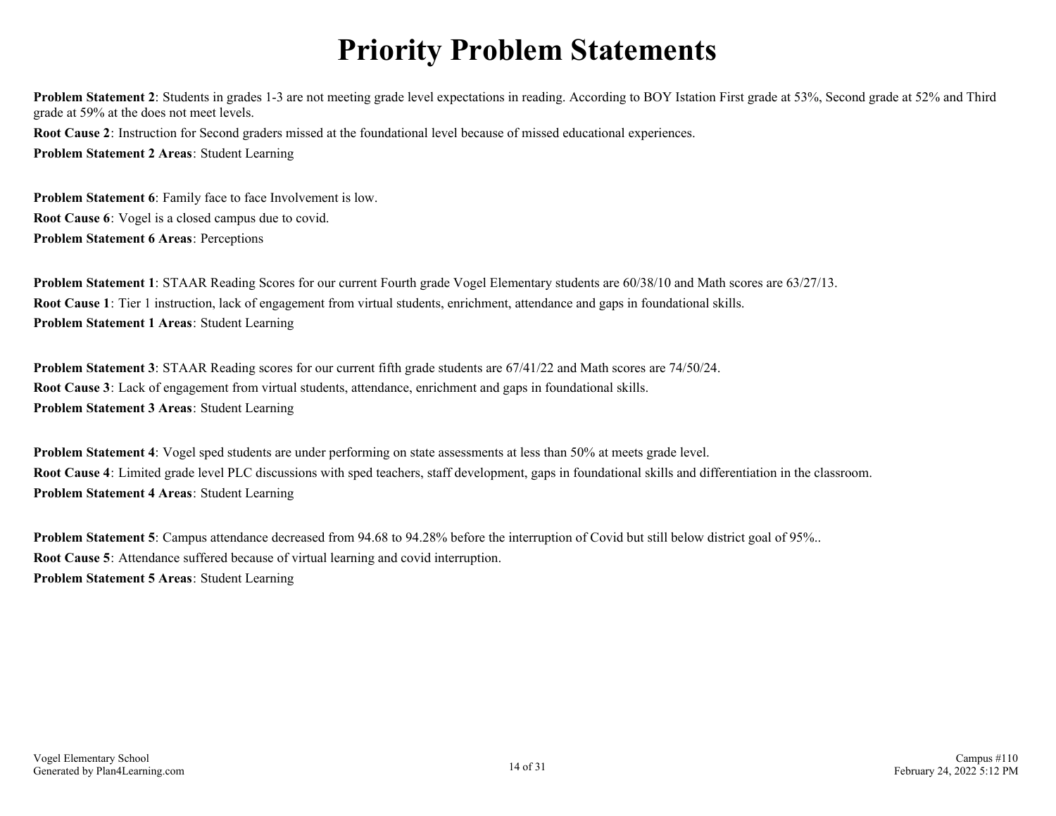# Priority Problem Statements

**Problem Statement 2**: Students in grades 1-3 are not meeting grade level expectations in reading. According to BOY Istation First grade at 53%, Second grade at 52% and Third grade at 59% at the does not meet levels.

**Root Cause 2**: Instruction for Second graders missed at the foundational level because of missed educational experiences.

**Problem Statement 2 Areas**: Student Learning

**Problem Statement 6**: Family face to face Involvement is low.

**Root Cause 6**: Vogel is a closed campus due to covid.

**Problem Statement 6 Areas**: Perceptions

**Problem Statement 1**: STAAR Reading Scores for our current Fourth grade Vogel Elementary students are 60/38/10 and Math scores are 63/27/13.

**Root Cause 1**: Tier 1 instruction, lack of engagement from virtual students, enrichment, attendance and gaps in foundational skills.

**Problem Statement 1 Areas**: Student Learning

**Problem Statement 3**: STAAR Reading scores for our current fifth grade students are 67/41/22 and Math scores are 74/50/24.

**Root Cause 3**: Lack of engagement from virtual students, attendance, enrichment and gaps in foundational skills.

**Problem Statement 3 Areas**: Student Learning

**Problem Statement 4**: Vogel sped students are under performing on state assessments at less than 50% at meets grade level.

**Root Cause 4**: Limited grade level PLC discussions with sped teachers, staff development, gaps in foundational skills and differentiation in the classroom.

**Problem Statement 4 Areas**: Student Learning

**Problem Statement 5**: Campus attendance decreased from 94.68 to 94.28% before the interruption of Covid but still below district goal of 95%..

**Root Cause 5**: Attendance suffered because of virtual learning and covid interruption.

**Problem Statement 5 Areas**: Student Learning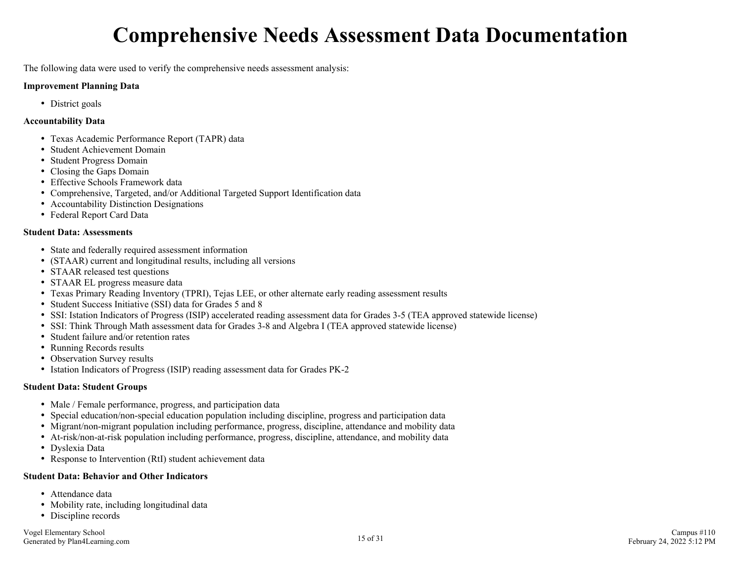# Comprehensive Needs Assessment Data Documentation

The following data were used to verify the comprehensive needs assessment analysis:

**Improvement Planning Data**

- District goals

**Accountability Data**

- Texas Academic Performance Report (TAPR) data
- Student Achievement Domain
- Student Progress Domain
- Closing the Gaps Domain
- Effective Schools Framework data
- Comprehensive, Targeted, and/or Additional Targeted Support Identification data
- Accountability Distinction Designations
- Federal Report Card Data

**Student Data: Assessments**

- State and federally required assessment information
- (STAAR) current and longitudinal results, including all versions
- STAAR released test questions
- STAAR EL progress measure data
- Texas Primary Reading Inventory (TPRI), Tejas LEE, or other alternate early reading assessment results
- Student Success Initiative (SSI) data for Grades 5 and 8
- SSI: Istation Indicators of Progress (ISIP) accelerated reading assessment data for Grades 3-5 (TEA approved statewide license)
- SSI: Think Through Math assessment data for Grades 3-8 and Algebra I (TEA approved statewide license)
- Student failure and/or retention rates
- Running Records results
- Observation Survey results
- Istation Indicators of Progress (ISIP) reading assessment data for Grades PK-2

**Student Data: Student Groups**

- Male / Female performance, progress, and participation data
- Special education/non-special education population including discipline, progress and participation data
- Migrant/non-migrant population including performance, progress, discipline, attendance and mobility data
- At-risk/non-at-risk population including performance, progress, discipline, attendance, and mobility data
- Dyslexia Data
- Response to Intervention (RtI) student achievement data

**Student Data: Behavior and Other Indicators**

- Attendance data
- Mobility rate, including longitudinal data
- Discipline records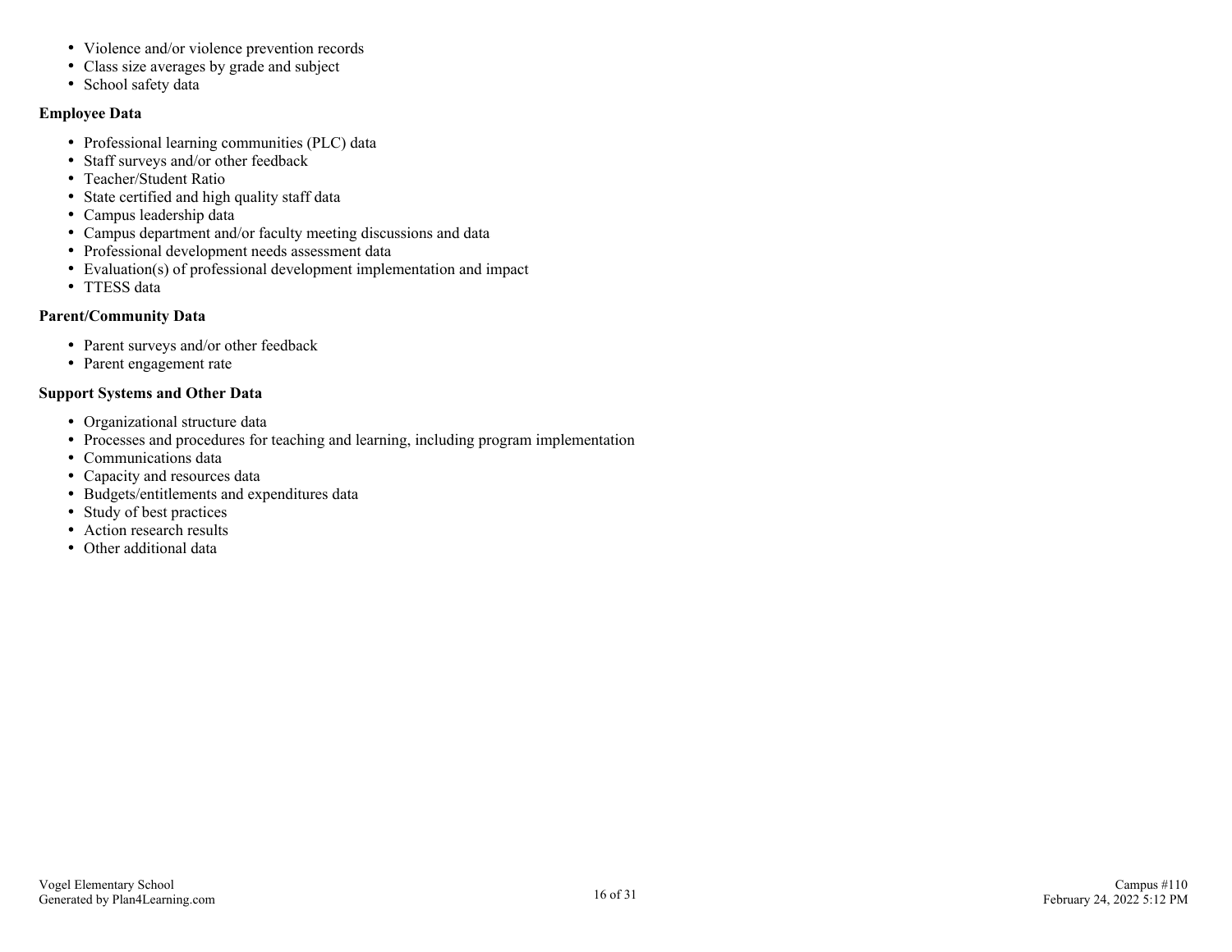- Violence and/or violence prevention records
- Class size averages by grade and subject
- School safety data

**Employee Data**

- Professional learning communities (PLC) data
- Staff surveys and/or other feedback
- Teacher/Student Ratio
- State certified and high quality staff data
- Campus leadership data
- Campus department and/or faculty meeting discussions and data
- Professional development needs assessment data
- Evaluation(s) of professional development implementation and impact
- TTESS data

**Parent/Community Data**

- Parent surveys and/or other feedback
- Parent engagement rate

**Support Systems and Other Data**

- Organizational structure data
- Processes and procedures for teaching and learning, including program implementation
- Communications data
- Capacity and resources data
- Budgets/entitlements and expenditures data
- Study of best practices
- Action research results
- Other additional data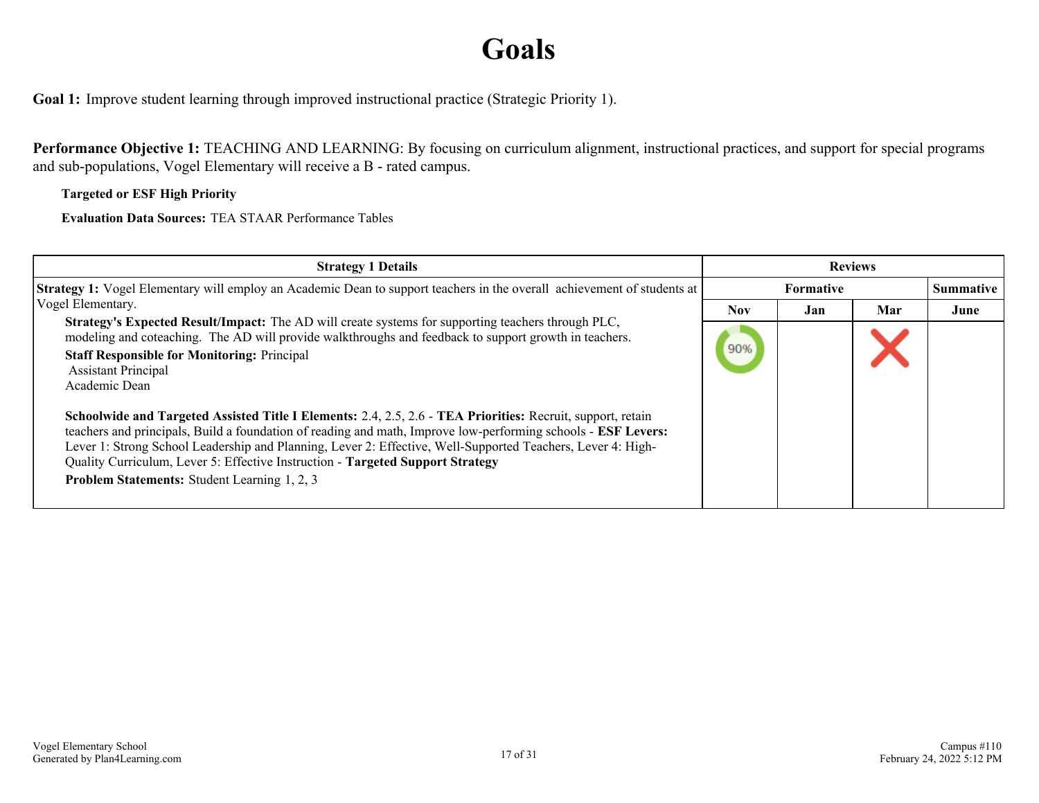# Goals

**Goal 1:** Improve student learning through improved instructional practice (Strategic Priority 1).

**Performance Objective 1:** TEACHING AND LEARNING: By focusing on curriculum alignment, instructional practices, and support for special programs and sub-populations, Vogel Elementary will receive a B - rated campus.

**Targeted or ESF High Priority**

**Evaluation Data Sources:** TEA STAAR Performance Tables

| Strategy 1 Details | Reviews | | | |
|---|---|---|---|---|
| | Formative | | | Summative |
| | Nov | Jan | Mar | June |
| **Strategy 1:** Vogel Elementary will employ an Academic Dean to support teachers in the overall achievement of students at Vogel Elementary.<br>**Strategy's Expected Result/Impact:** The AD will create systems for supporting teachers through PLC, modeling and coteaching. The AD will provide walkthroughs and feedback to support growth in teachers.<br>**Staff Responsible for Monitoring:** Principal<br>Assistant Principal<br>Academic Dean<br><br>**Schoolwide and Targeted Assisted Title I Elements:** 2.4, 2.5, 2.6 - **TEA Priorities:** Recruit, support, retain teachers and principals, Build a foundation of reading and math, Improve low-performing schools - **ESF Levers:** Lever 1: Strong School Leadership and Planning, Lever 2: Effective, Well-Supported Teachers, Lever 4: High-Quality Curriculum, Lever 5: Effective Instruction - **Targeted Support Strategy**<br>**Problem Statements:** Student Learning 1, 2, 3 | 90% | | X | |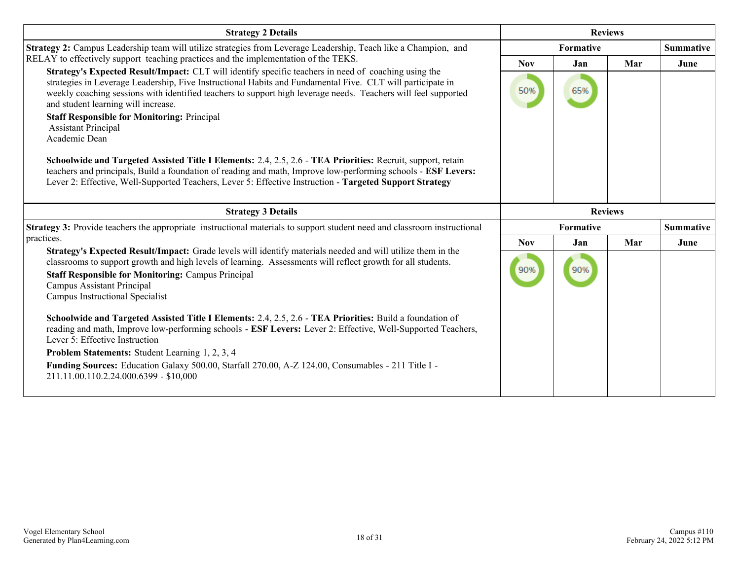| Strategy 2 Details | Reviews | | | |
|---|---|---|---|---|
| | Formative | | | Summative |
| **Strategy 2:** Campus Leadership team will utilize strategies from Leverage Leadership, Teach like a Champion, and RELAY to effectively support teaching practices and the implementation of the TEKS.<br>**Strategy's Expected Result/Impact:** CLT will identify specific teachers in need of coaching using the strategies in Leverage Leadership, Five Instructional Habits and Fundamental Five. CLT will participate in weekly coaching sessions with identified teachers to support high leverage needs. Teachers will feel supported and student learning will increase.<br>**Staff Responsible for Monitoring:** Principal<br>Assistant Principal<br>Academic Dean<br><br>**Schoolwide and Targeted Assisted Title I Elements:** 2.4, 2.5, 2.6 - **TEA Priorities:** Recruit, support, retain teachers and principals, Build a foundation of reading and math, Improve low-performing schools - **ESF Levers:** Lever 2: Effective, Well-Supported Teachers, Lever 5: Effective Instruction - **Targeted Support Strategy** | Nov | Jan | Mar | June |
| | 50% | 65% | | |

| Strategy 3 Details | Reviews | | | |
|---|---|---|---|---|
| | Formative | | | Summative |
| **Strategy 3:** Provide teachers the appropriate instructional materials to support student need and classroom instructional practices.<br>**Strategy's Expected Result/Impact:** Grade levels will identify materials needed and will utilize them in the classrooms to support growth and high levels of learning. Assessments will reflect growth for all students.<br>**Staff Responsible for Monitoring:** Campus Principal<br>Campus Assistant Principal<br>Campus Instructional Specialist<br><br>**Schoolwide and Targeted Assisted Title I Elements:** 2.4, 2.5, 2.6 - **TEA Priorities:** Build a foundation of reading and math, Improve low-performing schools - **ESF Levers:** Lever 2: Effective, Well-Supported Teachers, Lever 5: Effective Instruction<br>**Problem Statements:** Student Learning 1, 2, 3, 4<br>**Funding Sources:** Education Galaxy 500.00, Starfall 270.00, A-Z 124.00, Consumables - 211 Title I - 211.11.00.110.2.24.000.6399 - $10,000 | Nov | Jan | Mar | June |
| | 90% | 90% | | |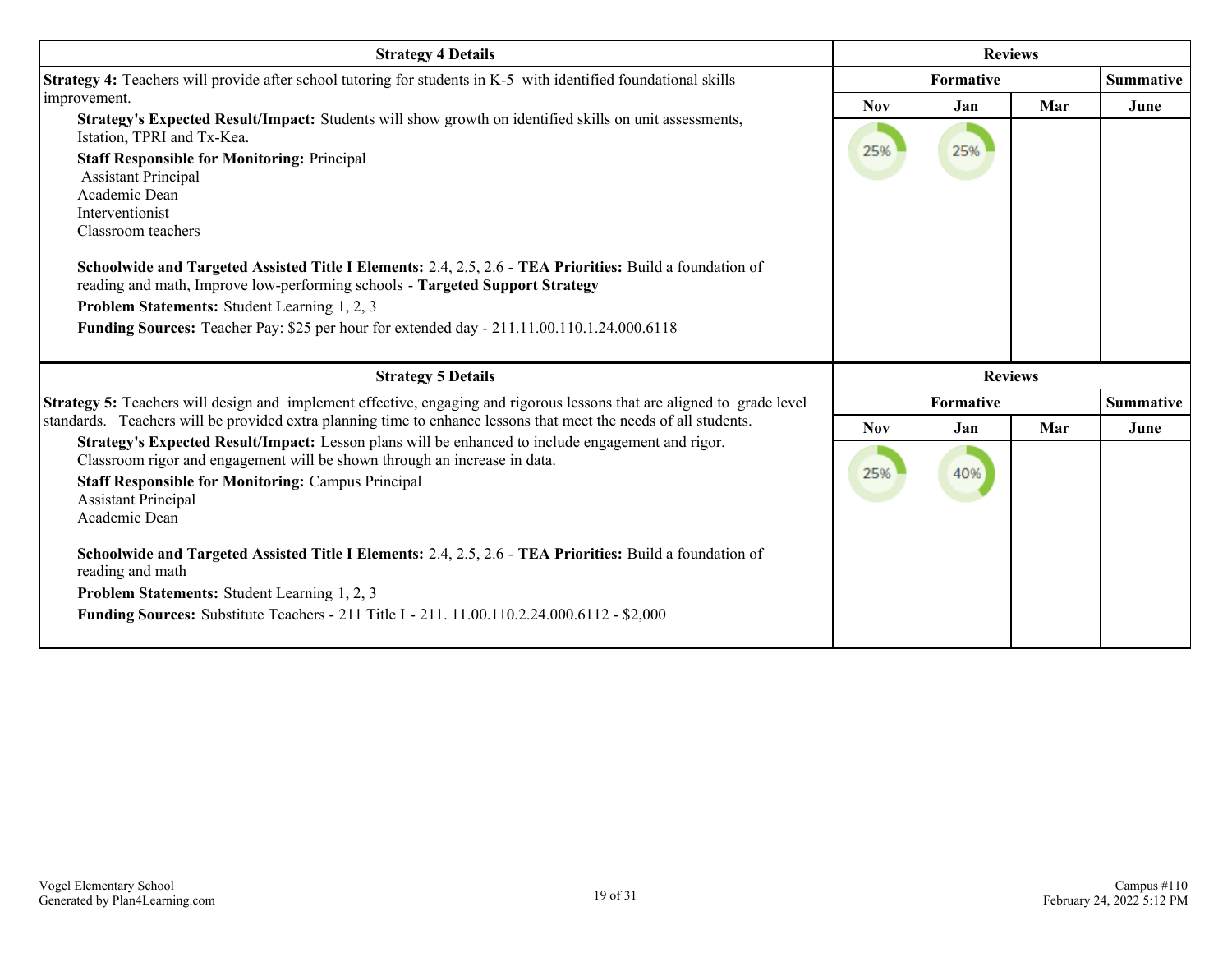| Strategy 4 Details | Reviews | | | |
|---|---|---|---|---|
| | Formative | | | Summative |
| | Nov | Jan | Mar | June |
| **Strategy 4:** Teachers will provide after school tutoring for students in K-5 with identified foundational skills improvement.<br>**Strategy's Expected Result/Impact:** Students will show growth on identified skills on unit assessments, Istation, TPRI and Tx-Kea.<br>**Staff Responsible for Monitoring:** Principal<br>Assistant Principal<br>Academic Dean<br>Interventionist<br>Classroom teachers<br><br>**Schoolwide and Targeted Assisted Title I Elements:** 2.4, 2.5, 2.6 - **TEA Priorities:** Build a foundation of reading and math, Improve low-performing schools - **Targeted Support Strategy**<br>**Problem Statements:** Student Learning 1, 2, 3<br>**Funding Sources:** Teacher Pay: $25 per hour for extended day - 211.11.00.110.1.24.000.6118 | 25% | 25% | | |

| Strategy 5 Details | Reviews | | | |
|---|---|---|---|---|
| | Formative | | | Summative |
| | Nov | Jan | Mar | June |
| **Strategy 5:** Teachers will design and implement effective, engaging and rigorous lessons that are aligned to grade level standards. Teachers will be provided extra planning time to enhance lessons that meet the needs of all students.<br>**Strategy's Expected Result/Impact:** Lesson plans will be enhanced to include engagement and rigor. Classroom rigor and engagement will be shown through an increase in data.<br>**Staff Responsible for Monitoring:** Campus Principal<br>Assistant Principal<br>Academic Dean<br><br>**Schoolwide and Targeted Assisted Title I Elements:** 2.4, 2.5, 2.6 - **TEA Priorities:** Build a foundation of reading and math<br>**Problem Statements:** Student Learning 1, 2, 3<br>**Funding Sources:** Substitute Teachers - 211 Title I - 211. 11.00.110.2.24.000.6112 - $2,000 | 25% | 40% | | |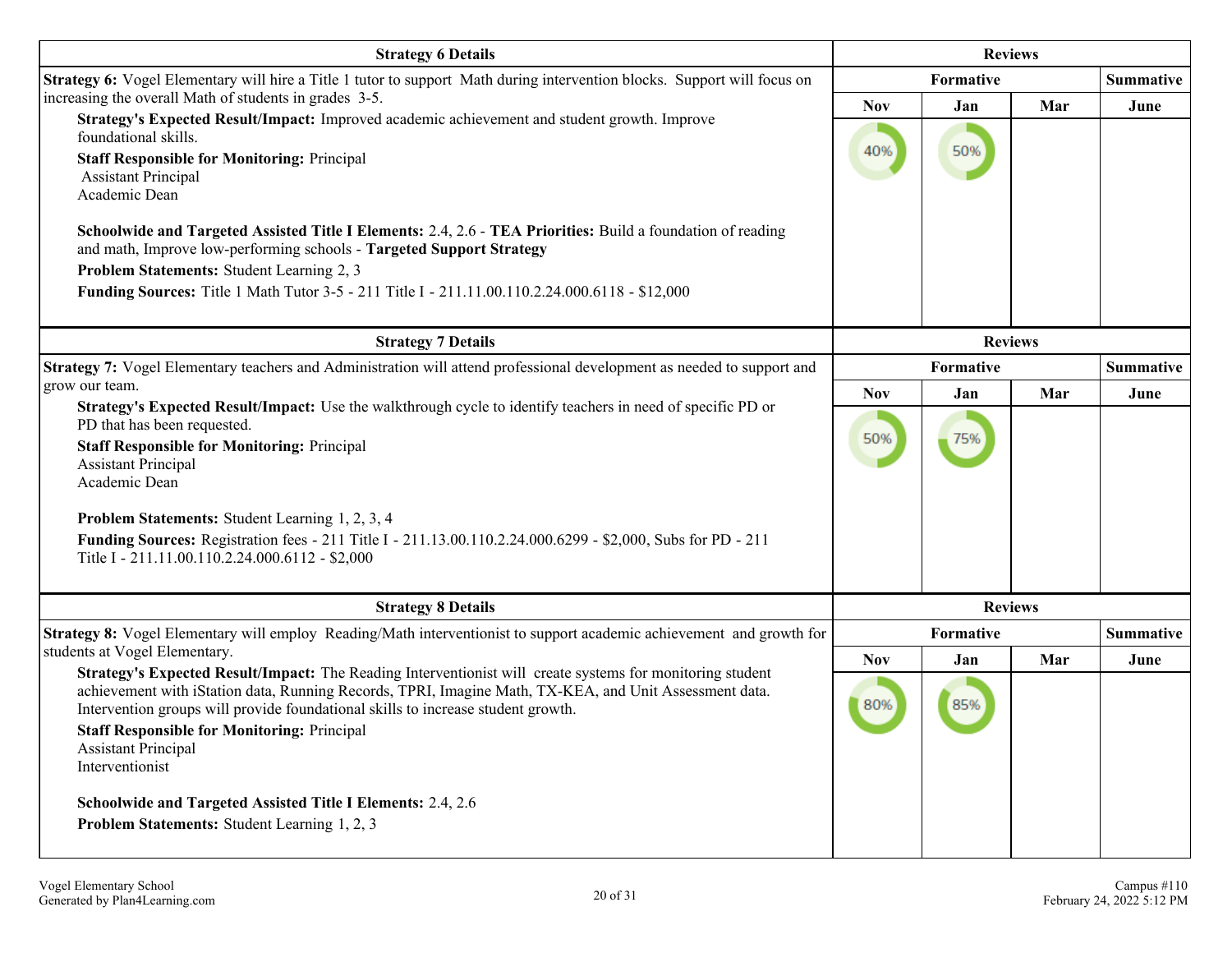| Strategy 6 Details | Reviews | | | |
|---|---|---|---|---|
| | Formative | | | Summative |
| **Strategy 6:** Vogel Elementary will hire a Title 1 tutor to support Math during intervention blocks. Support will focus on increasing the overall Math of students in grades 3-5.<br>**Strategy's Expected Result/Impact:** Improved academic achievement and student growth. Improve foundational skills.<br>**Staff Responsible for Monitoring:** Principal<br>Assistant Principal<br>Academic Dean<br><br>**Schoolwide and Targeted Assisted Title I Elements:** 2.4, 2.6 - **TEA Priorities:** Build a foundation of reading and math, Improve low-performing schools - **Targeted Support Strategy**<br>**Problem Statements:** Student Learning 2, 3<br>**Funding Sources:** Title 1 Math Tutor 3-5 - 211 Title I - 211.11.00.110.2.24.000.6118 - $12,000 | **Nov** | **Jan** | **Mar** | **June** |
| | 40% | 50% | | |

| Strategy 7 Details | Reviews | | | |
|---|---|---|---|---|
| | Formative | | | Summative |
| **Strategy 7:** Vogel Elementary teachers and Administration will attend professional development as needed to support and grow our team.<br>**Strategy's Expected Result/Impact:** Use the walkthrough cycle to identify teachers in need of specific PD or PD that has been requested.<br>**Staff Responsible for Monitoring:** Principal<br>Assistant Principal<br>Academic Dean<br><br>**Problem Statements:** Student Learning 1, 2, 3, 4<br>**Funding Sources:** Registration fees - 211 Title I - 211.13.00.110.2.24.000.6299 - $2,000, Subs for PD - 211 Title I - 211.11.00.110.2.24.000.6112 - $2,000 | **Nov** | **Jan** | **Mar** | **June** |
| | 50% | 75% | | |

| Strategy 8 Details | Reviews | | | |
|---|---|---|---|---|
| | Formative | | | Summative |
| **Strategy 8:** Vogel Elementary will employ Reading/Math interventionist to support academic achievement and growth for students at Vogel Elementary.<br>**Strategy's Expected Result/Impact:** The Reading Interventionist will create systems for monitoring student achievement with iStation data, Running Records, TPRI, Imagine Math, TX-KEA, and Unit Assessment data. Intervention groups will provide foundational skills to increase student growth.<br>**Staff Responsible for Monitoring:** Principal<br>Assistant Principal<br>Interventionist<br><br>**Schoolwide and Targeted Assisted Title I Elements:** 2.4, 2.6<br>**Problem Statements:** Student Learning 1, 2, 3 | **Nov** | **Jan** | **Mar** | **June** |
| | 80% | 85% | | |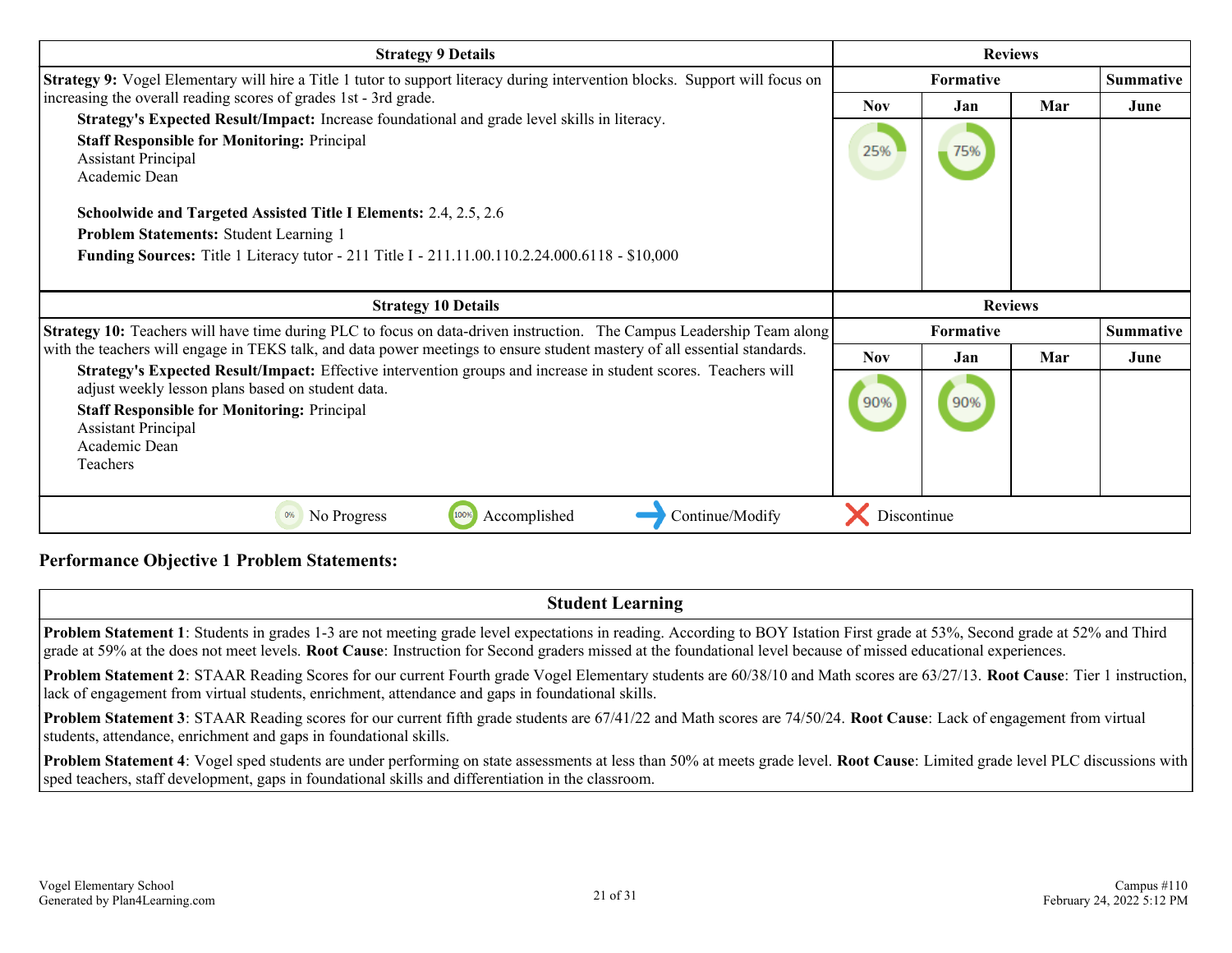| Strategy 9 Details | Reviews | | | |
|---|---|---|---|---|
| | Formative | | | Summative |
| **Strategy 9:** Vogel Elementary will hire a Title 1 tutor to support literacy during intervention blocks. Support will focus on increasing the overall reading scores of grades 1st - 3rd grade.<br>**Strategy's Expected Result/Impact:** Increase foundational and grade level skills in literacy.<br>**Staff Responsible for Monitoring:** Principal<br>Assistant Principal<br>Academic Dean<br><br>**Schoolwide and Targeted Assisted Title I Elements:** 2.4, 2.5, 2.6<br>**Problem Statements:** Student Learning 1<br>**Funding Sources:** Title 1 Literacy tutor - 211 Title I - 211.11.00.110.2.24.000.6118 - $10,000 | Nov | Jan | Mar | June |
| | 25% | 75% | | |

| Strategy 10 Details | Reviews | | | |
|---|---|---|---|---|
| | Formative | | | Summative |
| **Strategy 10:** Teachers will have time during PLC to focus on data-driven instruction. The Campus Leadership Team along with the teachers will engage in TEKS talk, and data power meetings to ensure student mastery of all essential standards.<br>**Strategy's Expected Result/Impact:** Effective intervention groups and increase in student scores. Teachers will adjust weekly lesson plans based on student data.<br>**Staff Responsible for Monitoring:** Principal<br>Assistant Principal<br>Academic Dean<br>Teachers | Nov | Jan | Mar | June |
| | 90% | 90% | | |

0% No Progress | 100% Accomplished | → Continue/Modify | ✕ Discontinue

### Performance Objective 1 Problem Statements:

| Student Learning |
|---|
| **Problem Statement 1**: Students in grades 1-3 are not meeting grade level expectations in reading. According to BOY Istation First grade at 53%, Second grade at 52% and Third grade at 59% at the does not meet levels. **Root Cause**: Instruction for Second graders missed at the foundational level because of missed educational experiences. |
| **Problem Statement 2**: STAAR Reading Scores for our current Fourth grade Vogel Elementary students are 60/38/10 and Math scores are 63/27/13. **Root Cause**: Tier 1 instruction, lack of engagement from virtual students, enrichment, attendance and gaps in foundational skills. |
| **Problem Statement 3**: STAAR Reading scores for our current fifth grade students are 67/41/22 and Math scores are 74/50/24. **Root Cause**: Lack of engagement from virtual students, attendance, enrichment and gaps in foundational skills. |
| **Problem Statement 4**: Vogel sped students are under performing on state assessments at less than 50% at meets grade level. **Root Cause**: Limited grade level PLC discussions with sped teachers, staff development, gaps in foundational skills and differentiation in the classroom. |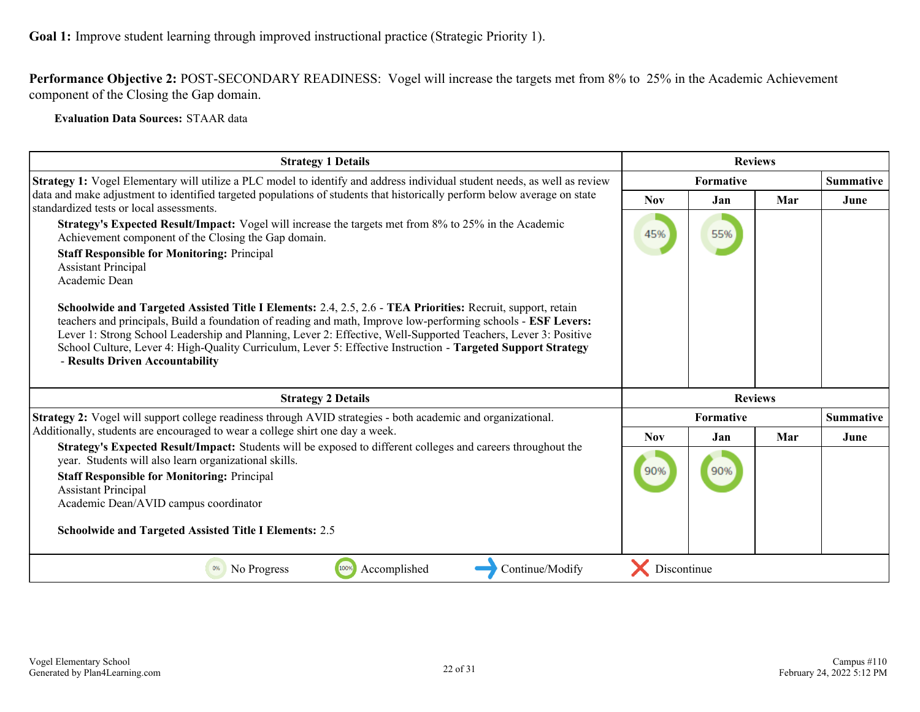**Goal 1:** Improve student learning through improved instructional practice (Strategic Priority 1).

**Performance Objective 2:** POST-SECONDARY READINESS: Vogel will increase the targets met from 8% to 25% in the Academic Achievement component of the Closing the Gap domain.

**Evaluation Data Sources:** STAAR data

| Strategy 1 Details | Reviews | | | |
|---|---|---|---|---|
| | Formative | | | Summative |
| | Nov | Jan | Mar | June |
| **Strategy 1:** Vogel Elementary will utilize a PLC model to identify and address individual student needs, as well as review data and make adjustment to identified targeted populations of students that historically perform below average on state standardized tests or local assessments.<br>**Strategy's Expected Result/Impact:** Vogel will increase the targets met from 8% to 25% in the Academic Achievement component of the Closing the Gap domain.<br>**Staff Responsible for Monitoring:** Principal<br>Assistant Principal<br>Academic Dean<br><br>**Schoolwide and Targeted Assisted Title I Elements:** 2.4, 2.5, 2.6 - **TEA Priorities:** Recruit, support, retain teachers and principals, Build a foundation of reading and math, Improve low-performing schools - **ESF Levers:** Lever 1: Strong School Leadership and Planning, Lever 2: Effective, Well-Supported Teachers, Lever 3: Positive School Culture, Lever 4: High-Quality Curriculum, Lever 5: Effective Instruction - **Targeted Support Strategy - Results Driven Accountability** | 45% | 55% | | |

| Strategy 2 Details | Reviews | | | |
|---|---|---|---|---|
| | Formative | | | Summative |
| | Nov | Jan | Mar | June |
| **Strategy 2:** Vogel will support college readiness through AVID strategies - both academic and organizational. Additionally, students are encouraged to wear a college shirt one day a week.<br>**Strategy's Expected Result/Impact:** Students will be exposed to different colleges and careers throughout the year. Students will also learn organizational skills.<br>**Staff Responsible for Monitoring:** Principal<br>Assistant Principal<br>Academic Dean/AVID campus coordinator<br><br>**Schoolwide and Targeted Assisted Title I Elements:** 2.5 | 90% | 90% | | |

0% No Progress | 100% Accomplished | → Continue/Modify | ✕ Discontinue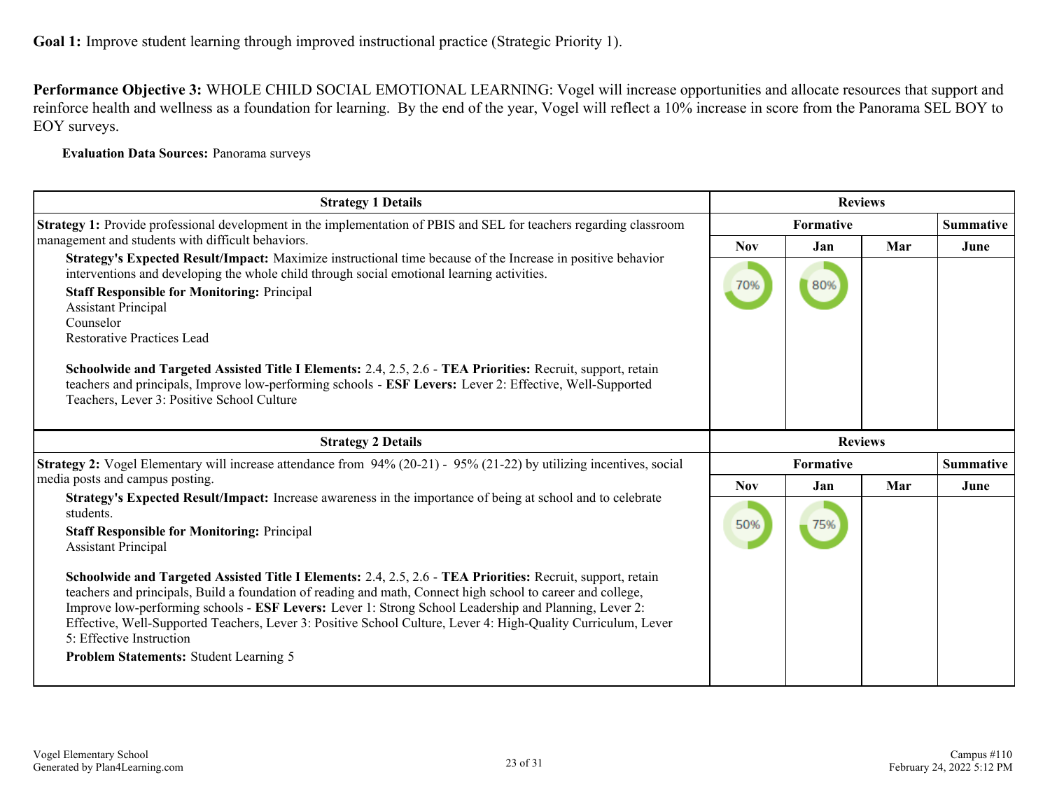**Goal 1:** Improve student learning through improved instructional practice (Strategic Priority 1).

**Performance Objective 3:** WHOLE CHILD SOCIAL EMOTIONAL LEARNING: Vogel will increase opportunities and allocate resources that support and reinforce health and wellness as a foundation for learning. By the end of the year, Vogel will reflect a 10% increase in score from the Panorama SEL BOY to EOY surveys.

**Evaluation Data Sources:** Panorama surveys

| Strategy 1 Details | Reviews | | | |
|---|---|---|---|---|
| | Formative | | | Summative |
| | Nov | Jan | Mar | June |
| **Strategy 1:** Provide professional development in the implementation of PBIS and SEL for teachers regarding classroom management and students with difficult behaviors.<br>**Strategy's Expected Result/Impact:** Maximize instructional time because of the Increase in positive behavior interventions and developing the whole child through social emotional learning activities.<br>**Staff Responsible for Monitoring:** Principal<br>Assistant Principal<br>Counselor<br>Restorative Practices Lead<br><br>**Schoolwide and Targeted Assisted Title I Elements:** 2.4, 2.5, 2.6 - **TEA Priorities:** Recruit, support, retain teachers and principals, Improve low-performing schools - **ESF Levers:** Lever 2: Effective, Well-Supported Teachers, Lever 3: Positive School Culture | 70% | 80% | | |

| Strategy 2 Details | Reviews | | | |
|---|---|---|---|---|
| | Formative | | | Summative |
| | Nov | Jan | Mar | June |
| **Strategy 2:** Vogel Elementary will increase attendance from 94% (20-21) - 95% (21-22) by utilizing incentives, social media posts and campus posting.<br>**Strategy's Expected Result/Impact:** Increase awareness in the importance of being at school and to celebrate students.<br>**Staff Responsible for Monitoring:** Principal<br>Assistant Principal<br><br>**Schoolwide and Targeted Assisted Title I Elements:** 2.4, 2.5, 2.6 - **TEA Priorities:** Recruit, support, retain teachers and principals, Build a foundation of reading and math, Connect high school to career and college, Improve low-performing schools - **ESF Levers:** Lever 1: Strong School Leadership and Planning, Lever 2: Effective, Well-Supported Teachers, Lever 3: Positive School Culture, Lever 4: High-Quality Curriculum, Lever 5: Effective Instruction<br>**Problem Statements:** Student Learning 5 | 50% | 75% | | |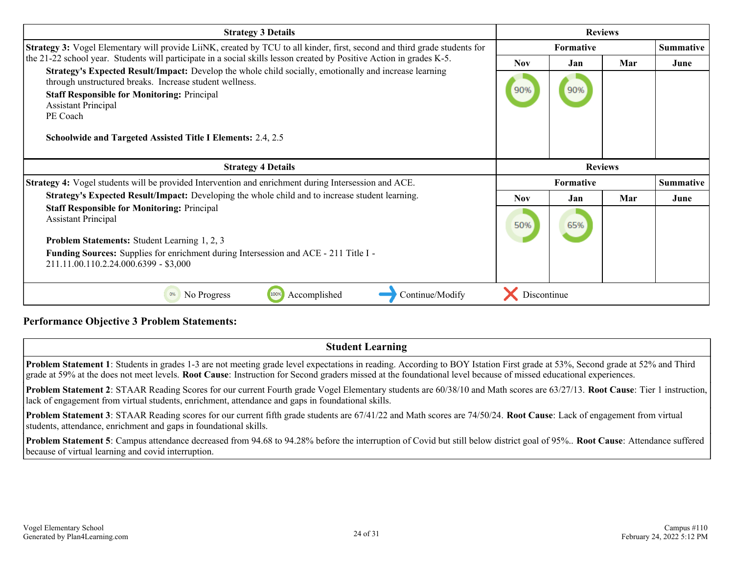| Strategy 3 Details | Reviews | | | |
|---|---|---|---|---|
| | Formative | | | Summative |
| | Nov | Jan | Mar | June |
| **Strategy 3:** Vogel Elementary will provide LiiNK, created by TCU to all kinder, first, second and third grade students for the 21-22 school year. Students will participate in a social skills lesson created by Positive Action in grades K-5.<br>**Strategy's Expected Result/Impact:** Develop the whole child socially, emotionally and increase learning through unstructured breaks. Increase student wellness.<br>**Staff Responsible for Monitoring:** Principal<br>Assistant Principal<br>PE Coach<br><br>**Schoolwide and Targeted Assisted Title I Elements:** 2.4, 2.5 | 90% | 90% | | |

| Strategy 4 Details | Reviews | | | |
|---|---|---|---|---|
| | Formative | | | Summative |
| | Nov | Jan | Mar | June |
| **Strategy 4:** Vogel students will be provided Intervention and enrichment during Intersession and ACE.<br>**Strategy's Expected Result/Impact:** Developing the whole child and to increase student learning.<br>**Staff Responsible for Monitoring:** Principal<br>Assistant Principal<br><br>**Problem Statements:** Student Learning 1, 2, 3<br>**Funding Sources:** Supplies for enrichment during Intersession and ACE - 211 Title I - 211.11.00.110.2.24.000.6399 - $3,000 | 50% | 65% | | |

0% No Progress | 100% Accomplished | Continue/Modify | Discontinue

## Performance Objective 3 Problem Statements:

| Student Learning |
|---|
| **Problem Statement 1**: Students in grades 1-3 are not meeting grade level expectations in reading. According to BOY Istation First grade at 53%, Second grade at 52% and Third grade at 59% at the does not meet levels. **Root Cause**: Instruction for Second graders missed at the foundational level because of missed educational experiences. |
| **Problem Statement 2**: STAAR Reading Scores for our current Fourth grade Vogel Elementary students are 60/38/10 and Math scores are 63/27/13. **Root Cause**: Tier 1 instruction, lack of engagement from virtual students, enrichment, attendance and gaps in foundational skills. |
| **Problem Statement 3**: STAAR Reading scores for our current fifth grade students are 67/41/22 and Math scores are 74/50/24. **Root Cause**: Lack of engagement from virtual students, attendance, enrichment and gaps in foundational skills. |
| **Problem Statement 5**: Campus attendance decreased from 94.68 to 94.28% before the interruption of Covid but still below district goal of 95%.. **Root Cause**: Attendance suffered because of virtual learning and covid interruption. |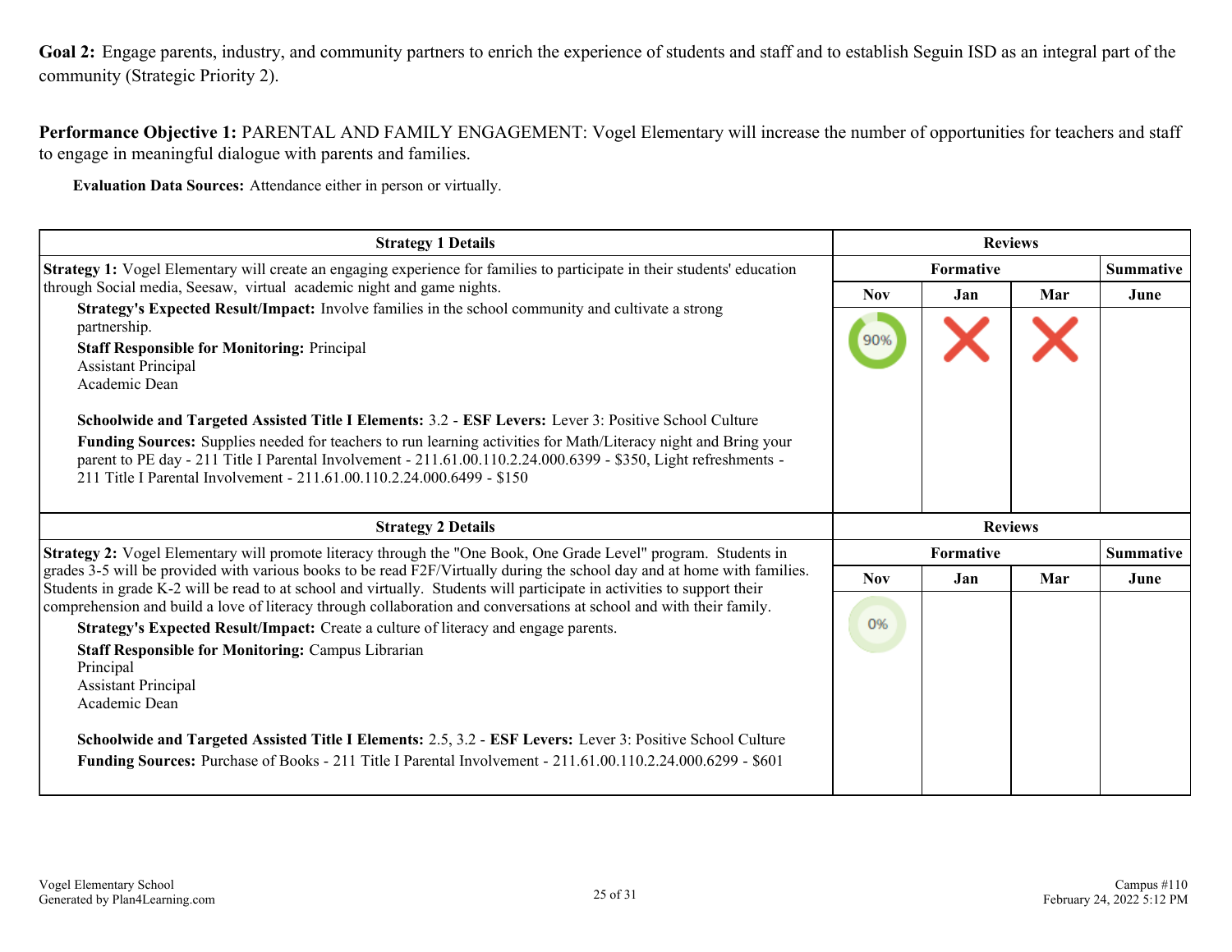**Goal 2:** Engage parents, industry, and community partners to enrich the experience of students and staff and to establish Seguin ISD as an integral part of the community (Strategic Priority 2).

**Performance Objective 1:** PARENTAL AND FAMILY ENGAGEMENT: Vogel Elementary will increase the number of opportunities for teachers and staff to engage in meaningful dialogue with parents and families.

**Evaluation Data Sources:** Attendance either in person or virtually.

| Strategy 1 Details | Reviews | | | |
|---|---|---|---|---|
| | Formative | | | Summative |
| | Nov | Jan | Mar | June |
| **Strategy 1:** Vogel Elementary will create an engaging experience for families to participate in their students' education through Social media, Seesaw, virtual academic night and game nights.<br>**Strategy's Expected Result/Impact:** Involve families in the school community and cultivate a strong partnership.<br>**Staff Responsible for Monitoring:** Principal<br>Assistant Principal<br>Academic Dean<br><br>**Schoolwide and Targeted Assisted Title I Elements:** 3.2 - **ESF Levers:** Lever 3: Positive School Culture<br>**Funding Sources:** Supplies needed for teachers to run learning activities for Math/Literacy night and Bring your parent to PE day - 211 Title I Parental Involvement - 211.61.00.110.2.24.000.6399 - $350, Light refreshments - 211 Title I Parental Involvement - 211.61.00.110.2.24.000.6499 - $150 | 90% | X | X | |

| Strategy 2 Details | Reviews | | | |
|---|---|---|---|---|
| | Formative | | | Summative |
| | Nov | Jan | Mar | June |
| **Strategy 2:** Vogel Elementary will promote literacy through the "One Book, One Grade Level" program. Students in grades 3-5 will be provided with various books to be read F2F/Virtually during the school day and at home with families. Students in grade K-2 will be read to at school and virtually. Students will participate in activities to support their comprehension and build a love of literacy through collaboration and conversations at school and with their family.<br>**Strategy's Expected Result/Impact:** Create a culture of literacy and engage parents.<br>**Staff Responsible for Monitoring:** Campus Librarian<br>Principal<br>Assistant Principal<br>Academic Dean<br><br>**Schoolwide and Targeted Assisted Title I Elements:** 2.5, 3.2 - **ESF Levers:** Lever 3: Positive School Culture<br>**Funding Sources:** Purchase of Books - 211 Title I Parental Involvement - 211.61.00.110.2.24.000.6299 - $601 | 0% | | | |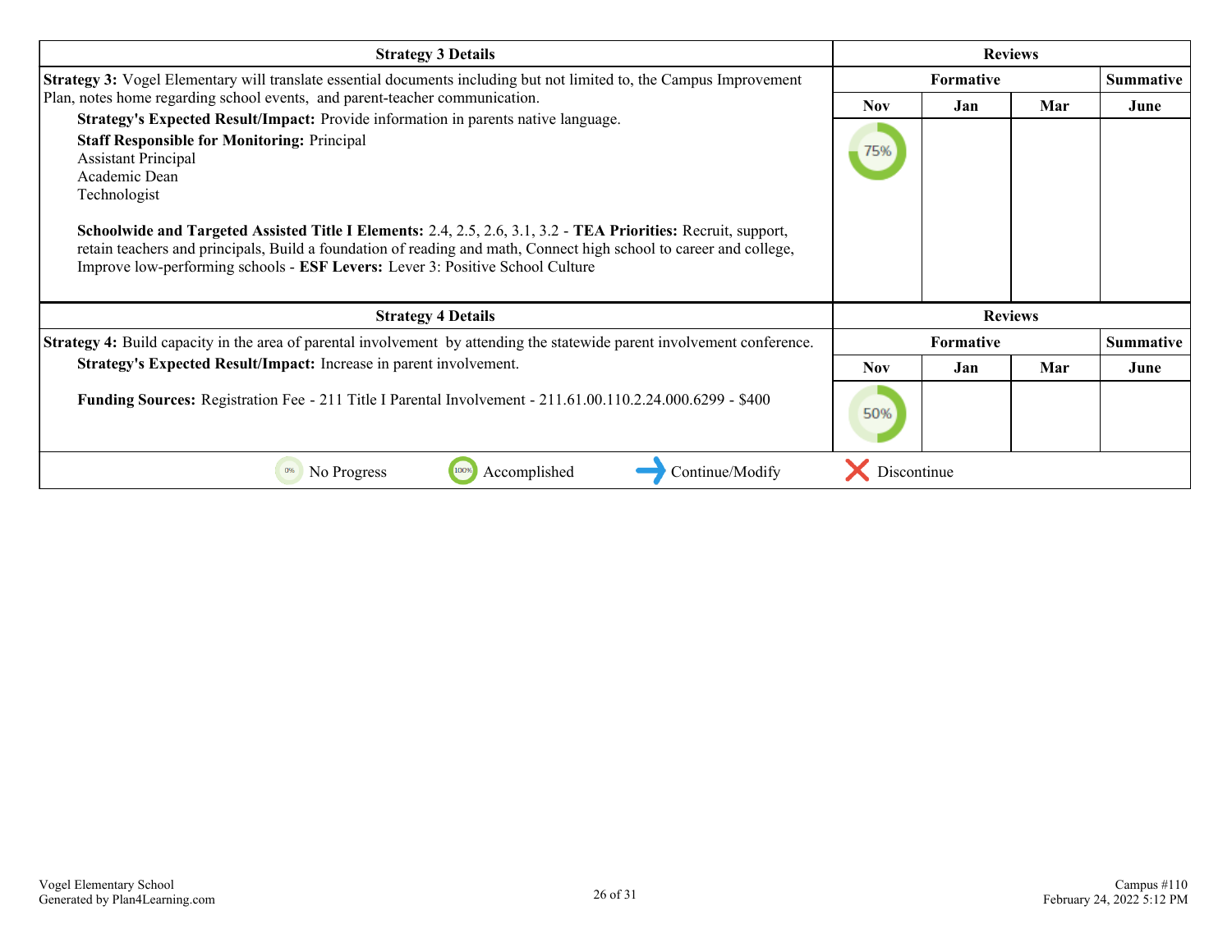| Strategy 3 Details | Reviews | | | |
|---|---|---|---|---|
| | Formative | | | Summative |
| **Strategy 3:** Vogel Elementary will translate essential documents including but not limited to, the Campus Improvement Plan, notes home regarding school events, and parent-teacher communication. | Nov | Jan | Mar | June |
| **Strategy's Expected Result/Impact:** Provide information in parents native language.<br>**Staff Responsible for Monitoring:** Principal<br>Assistant Principal<br>Academic Dean<br>Technologist<br><br>**Schoolwide and Targeted Assisted Title I Elements:** 2.4, 2.5, 2.6, 3.1, 3.2 - **TEA Priorities:** Recruit, support, retain teachers and principals, Build a foundation of reading and math, Connect high school to career and college, Improve low-performing schools - **ESF Levers:** Lever 3: Positive School Culture | 75% | | | |

| Strategy 4 Details | Reviews | | | |
|---|---|---|---|---|
| | Formative | | | Summative |
| **Strategy 4:** Build capacity in the area of parental involvement by attending the statewide parent involvement conference. | Nov | Jan | Mar | June |
| **Strategy's Expected Result/Impact:** Increase in parent involvement.<br><br>**Funding Sources:** Registration Fee - 211 Title I Parental Involvement - 211.61.00.110.2.24.000.6299 - $400 | 50% | | | |

0% No Progress | 100% Accomplished | Continue/Modify | Discontinue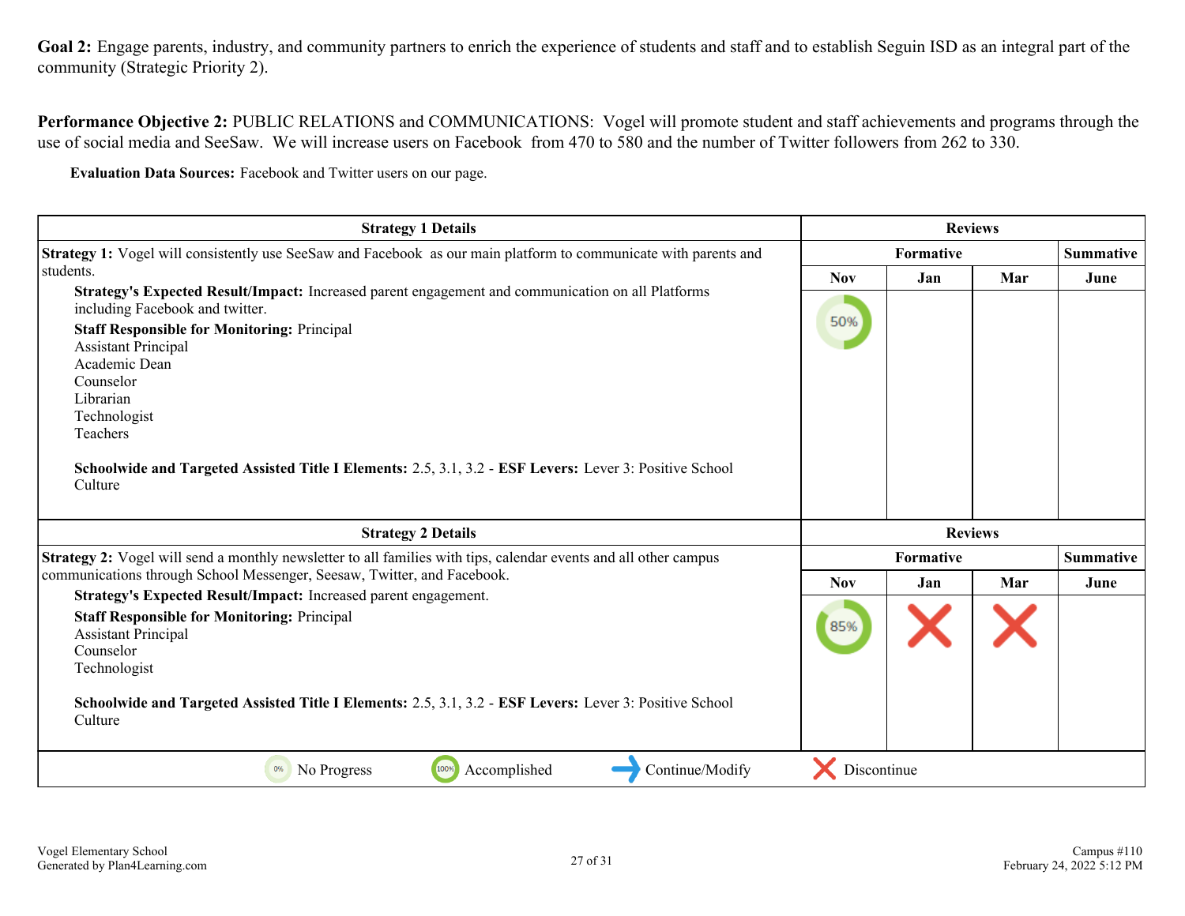**Goal 2:** Engage parents, industry, and community partners to enrich the experience of students and staff and to establish Seguin ISD as an integral part of the community (Strategic Priority 2).

**Performance Objective 2:** PUBLIC RELATIONS and COMMUNICATIONS: Vogel will promote student and staff achievements and programs through the use of social media and SeeSaw. We will increase users on Facebook from 470 to 580 and the number of Twitter followers from 262 to 330.

**Evaluation Data Sources:** Facebook and Twitter users on our page.

| Strategy 1 Details | Reviews | | | |
|---|---|---|---|---|
| | Formative | | | Summative |
| | Nov | Jan | Mar | June |
| **Strategy 1:** Vogel will consistently use SeeSaw and Facebook as our main platform to communicate with parents and students.<br>**Strategy's Expected Result/Impact:** Increased parent engagement and communication on all Platforms including Facebook and twitter.<br>**Staff Responsible for Monitoring:** Principal<br>Assistant Principal<br>Academic Dean<br>Counselor<br>Librarian<br>Technologist<br>Teachers<br><br>**Schoolwide and Targeted Assisted Title I Elements:** 2.5, 3.1, 3.2 - **ESF Levers:** Lever 3: Positive School Culture | 50% | | | |

| Strategy 2 Details | Reviews | | | |
|---|---|---|---|---|
| | Formative | | | Summative |
| | Nov | Jan | Mar | June |
| **Strategy 2:** Vogel will send a monthly newsletter to all families with tips, calendar events and all other campus communications through School Messenger, Seesaw, Twitter, and Facebook.<br>**Strategy's Expected Result/Impact:** Increased parent engagement.<br>**Staff Responsible for Monitoring:** Principal<br>Assistant Principal<br>Counselor<br>Technologist<br><br>**Schoolwide and Targeted Assisted Title I Elements:** 2.5, 3.1, 3.2 - **ESF Levers:** Lever 3: Positive School Culture | 85% | X | X | |

0% No Progress | 100% Accomplished | → Continue/Modify | X Discontinue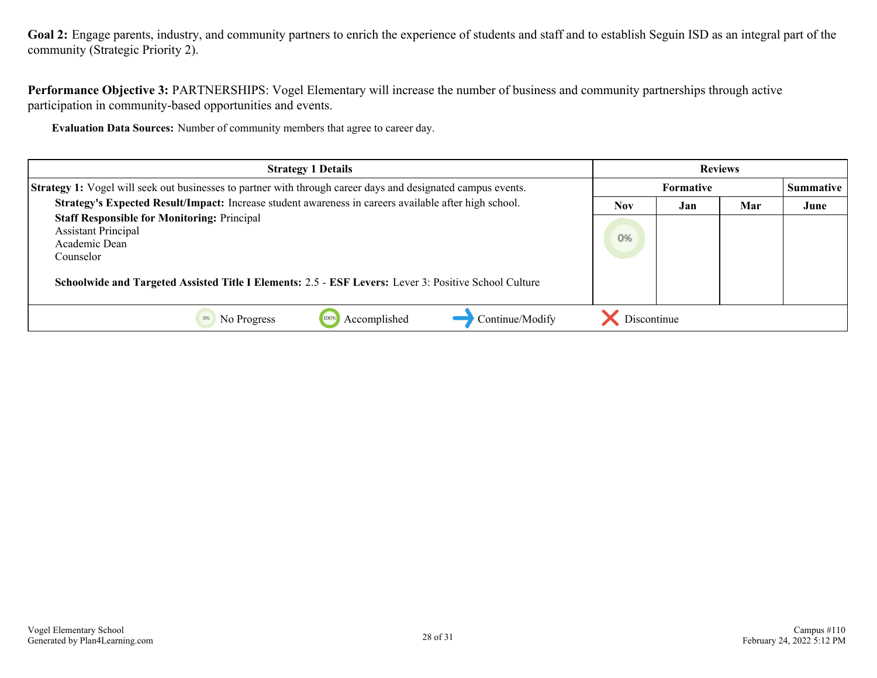**Goal 2:** Engage parents, industry, and community partners to enrich the experience of students and staff and to establish Seguin ISD as an integral part of the community (Strategic Priority 2).

**Performance Objective 3:** PARTNERSHIPS: Vogel Elementary will increase the number of business and community partnerships through active participation in community-based opportunities and events.

**Evaluation Data Sources:** Number of community members that agree to career day.

| Strategy 1 Details | Reviews | | | |
|---|---|---|---|---|
| | Formative | | | Summative |
| | Nov | Jan | Mar | June |
| **Strategy 1:** Vogel will seek out businesses to partner with through career days and designated campus events.<br>**Strategy's Expected Result/Impact:** Increase student awareness in careers available after high school.<br>**Staff Responsible for Monitoring:** Principal<br>Assistant Principal<br>Academic Dean<br>Counselor<br><br>**Schoolwide and Targeted Assisted Title I Elements:** 2.5 - **ESF Levers:** Lever 3: Positive School Culture | 0% | | | |

0% No Progress | 100% Accomplished | Continue/Modify | Discontinue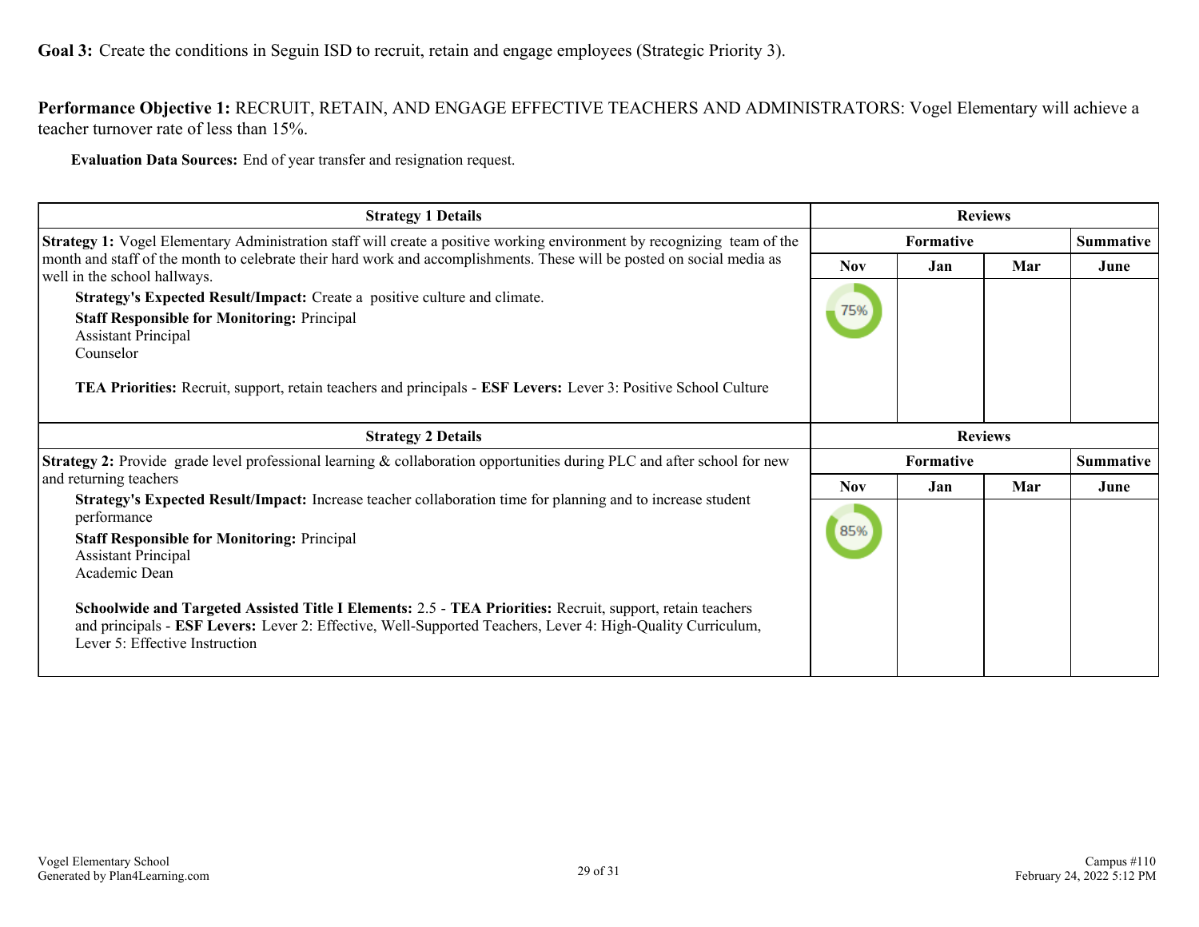**Goal 3:** Create the conditions in Seguin ISD to recruit, retain and engage employees (Strategic Priority 3).

**Performance Objective 1:** RECRUIT, RETAIN, AND ENGAGE EFFECTIVE TEACHERS AND ADMINISTRATORS: Vogel Elementary will achieve a teacher turnover rate of less than 15%.

**Evaluation Data Sources:** End of year transfer and resignation request.

| Strategy 1 Details | Reviews | | | |
|---|---|---|---|---|
| | Formative | | | Summative |
| | Nov | Jan | Mar | June |
| **Strategy 1:** Vogel Elementary Administration staff will create a positive working environment by recognizing team of the month and staff of the month to celebrate their hard work and accomplishments. These will be posted on social media as well in the school hallways.<br>**Strategy's Expected Result/Impact:** Create a positive culture and climate.<br>**Staff Responsible for Monitoring:** Principal<br>Assistant Principal<br>Counselor<br><br>**TEA Priorities:** Recruit, support, retain teachers and principals - **ESF Levers:** Lever 3: Positive School Culture | 75% | | | |

| Strategy 2 Details | Reviews | | | |
|---|---|---|---|---|
| | Formative | | | Summative |
| | Nov | Jan | Mar | June |
| **Strategy 2:** Provide grade level professional learning & collaboration opportunities during PLC and after school for new and returning teachers<br>**Strategy's Expected Result/Impact:** Increase teacher collaboration time for planning and to increase student performance<br>**Staff Responsible for Monitoring:** Principal<br>Assistant Principal<br>Academic Dean<br><br>**Schoolwide and Targeted Assisted Title I Elements:** 2.5 - **TEA Priorities:** Recruit, support, retain teachers and principals - **ESF Levers:** Lever 2: Effective, Well-Supported Teachers, Lever 4: High-Quality Curriculum, Lever 5: Effective Instruction | 85% | | | |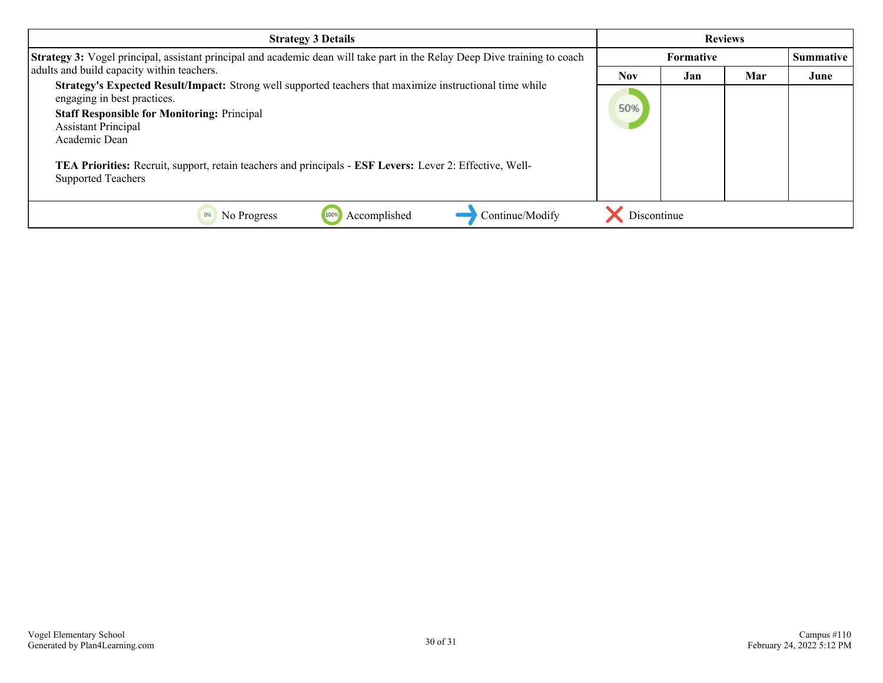| Strategy 3 Details | Reviews | | | |
|---|---|---|---|---|
| | Formative | | | Summative |
| | Nov | Jan | Mar | June |
| **Strategy 3:** Vogel principal, assistant principal and academic dean will take part in the Relay Deep Dive training to coach adults and build capacity within teachers.<br>**Strategy's Expected Result/Impact:** Strong well supported teachers that maximize instructional time while engaging in best practices.<br>**Staff Responsible for Monitoring:** Principal<br>Assistant Principal<br>Academic Dean<br><br>**TEA Priorities:** Recruit, support, retain teachers and principals - **ESF Levers:** Lever 2: Effective, Well-Supported Teachers | 50% | | | |

0% No Progress 100% Accomplished → Continue/Modify ✕ Discontinue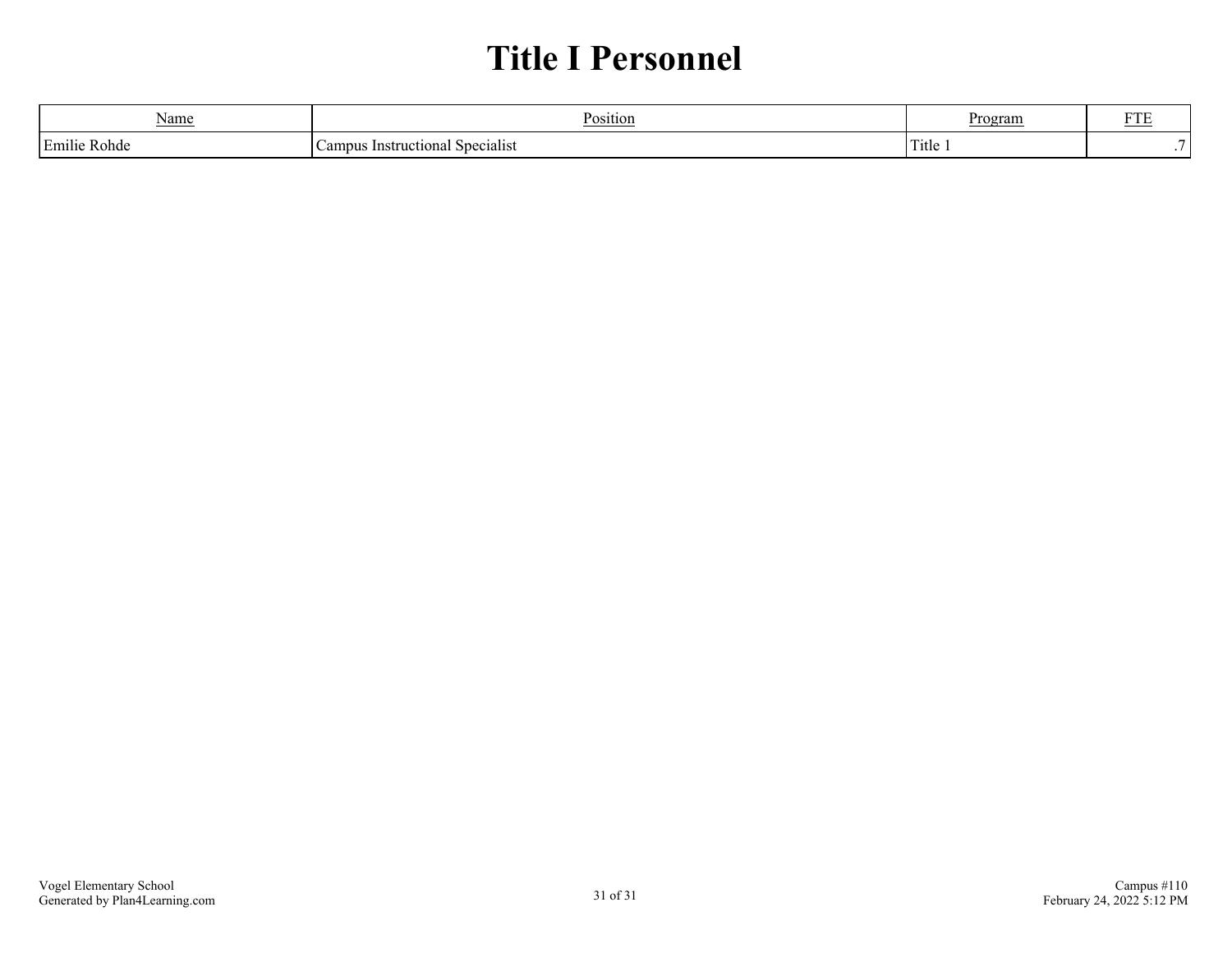# Title I Personnel

| Name | Position | Program | FTE |
|---|---|---|---|
| Emilie Rohde | Campus Instructional Specialist | Title 1 | .7 |